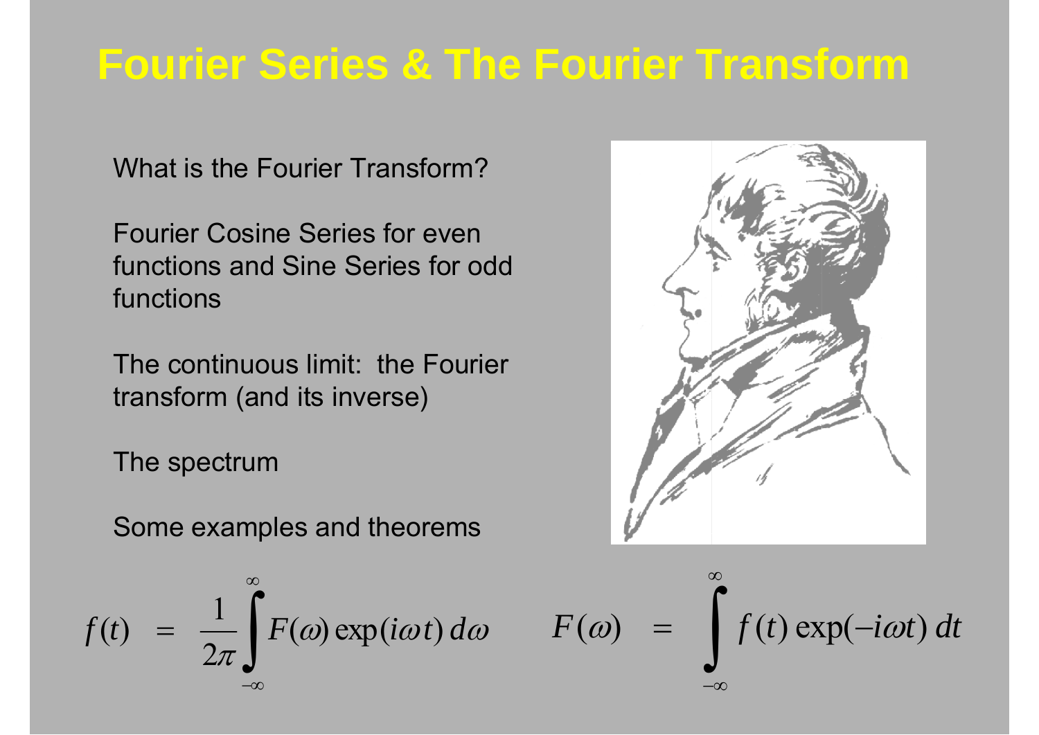# Fourier Series & The Fourier Transform

What is the Fourier Transform?

Fourier Cosine Series for even functions and Sine Series for odd functions

The continuous limit: the Fourier transform (and its inverse)

The spectrum

Some examples and theorems

$$f(t) = \frac{1}{2\pi}\int_{-\infty}^{\infty} F(\omega)\exp(i\omega t)\,d\omega \qquad F(\omega) = \int_{-\infty}^{\infty} f(t)\exp(-i\omega t)\,dt$$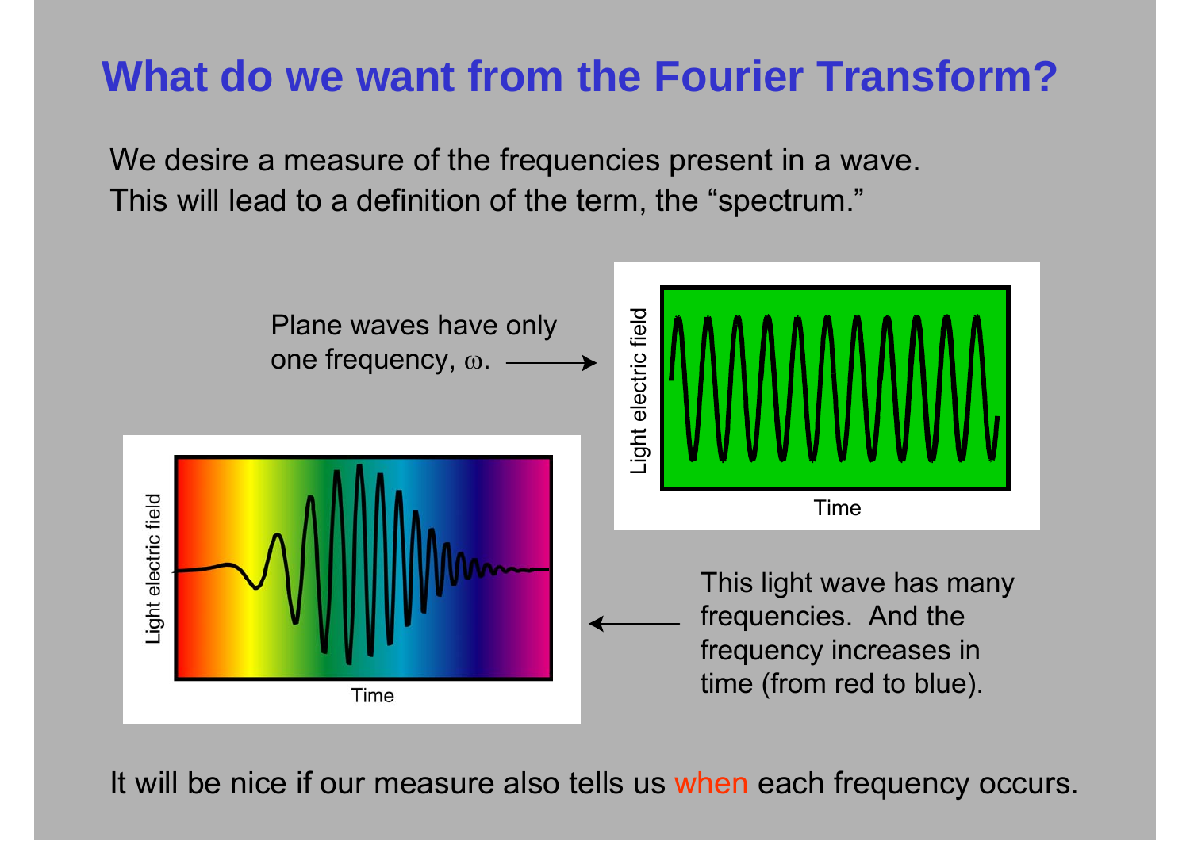# What do we want from the Fourier Transform?

We desire a measure of the frequencies present in a wave. This will lead to a definition of the term, the "spectrum."

Plane waves have only one frequency, $\omega$.

This light wave has many frequencies. And the frequency increases in time (from red to blue).

It will be nice if our measure also tells us when each frequency occurs.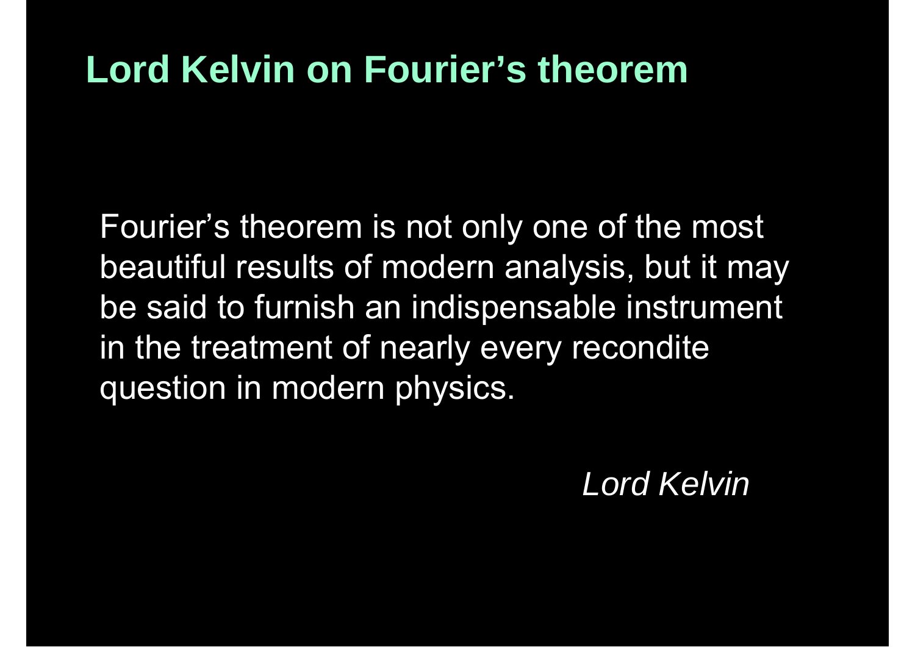# Lord Kelvin on Fourier's theorem

Fourier's theorem is not only one of the most beautiful results of modern analysis, but it may be said to furnish an indispensable instrument in the treatment of nearly every recondite question in modern physics.

*Lord Kelvin*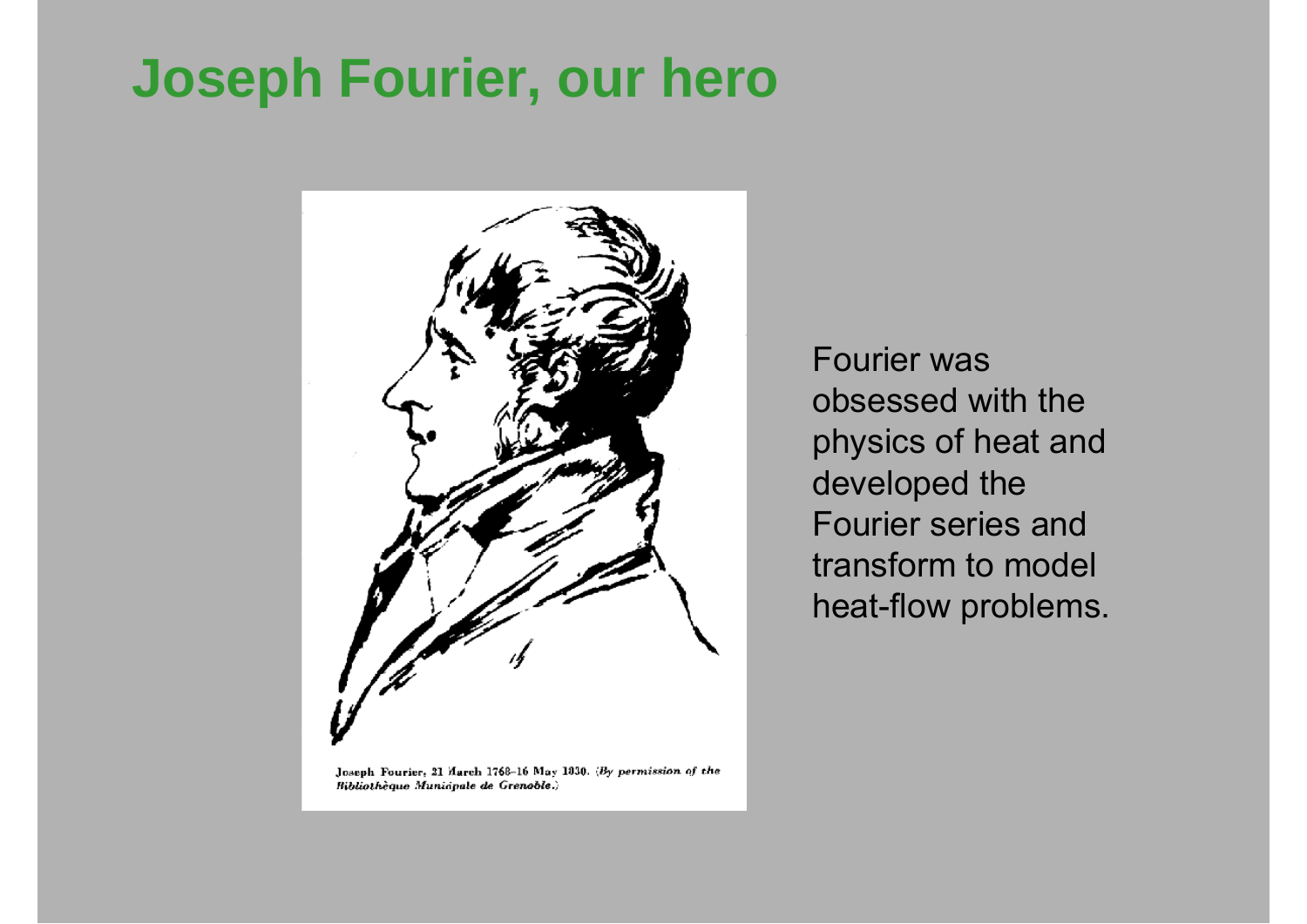# Joseph Fourier, our hero

Joseph Fourier, 21 March 1768–16 May 1830. (*By permission of the Bibliothèque Municipale de Grenoble.*)

Fourier was obsessed with the physics of heat and developed the Fourier series and transform to model heat-flow problems.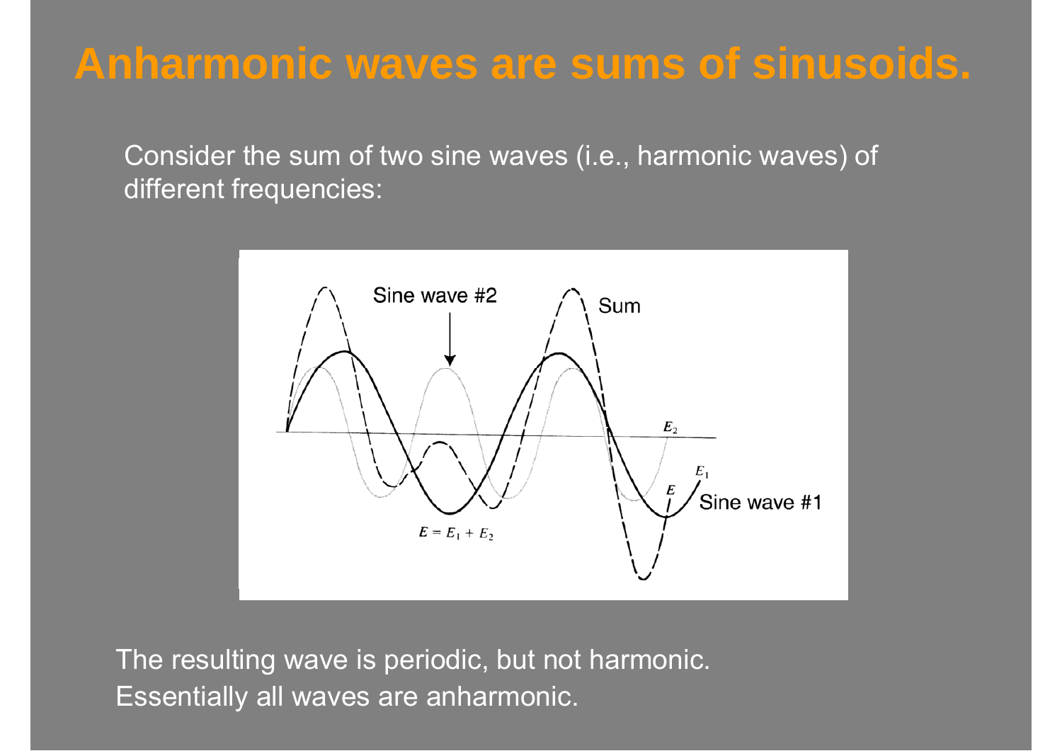# Anharmonic waves are sums of sinusoids.

Consider the sum of two sine waves (i.e., harmonic waves) of different frequencies:

The resulting wave is periodic, but not harmonic.
Essentially all waves are anharmonic.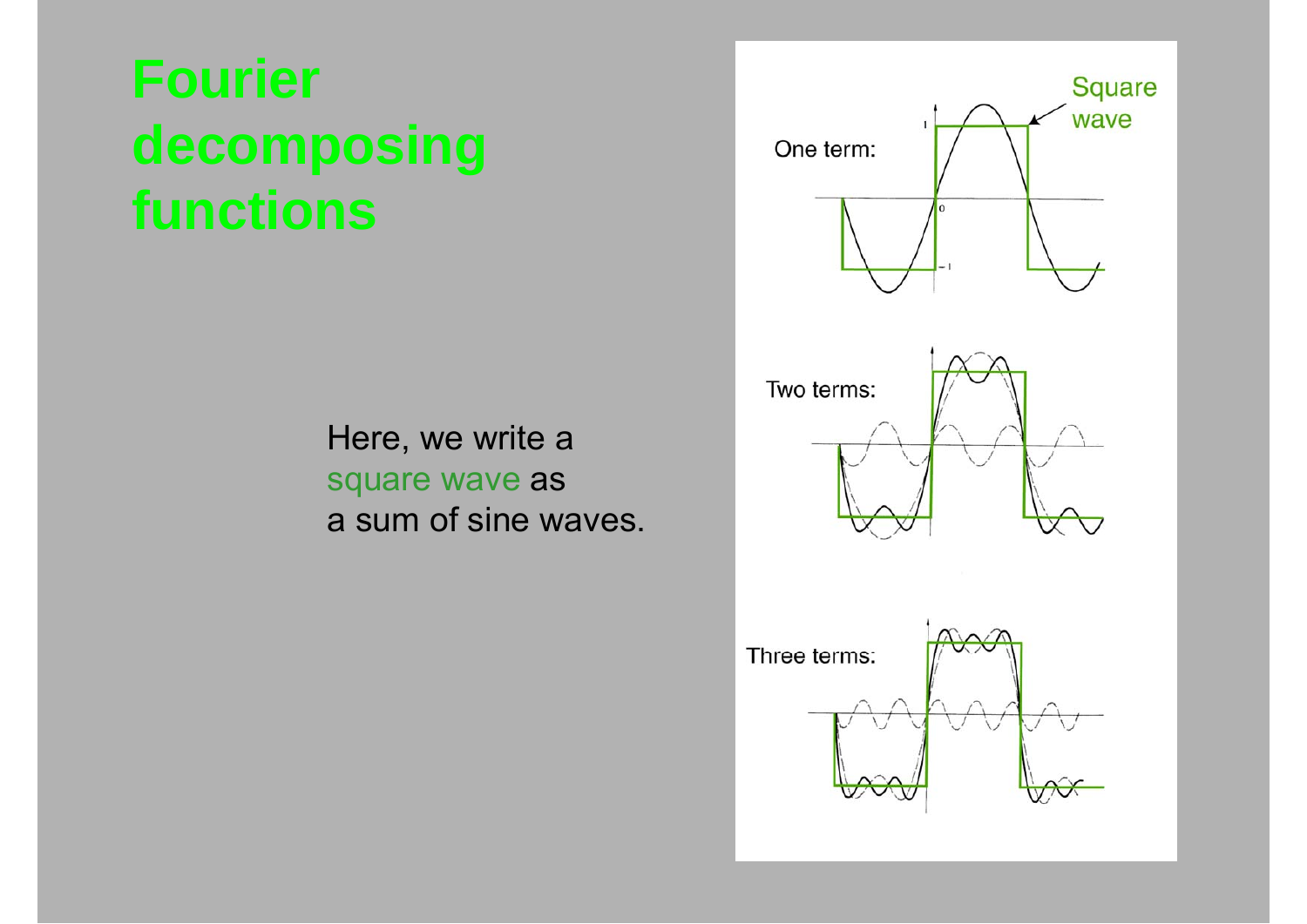# Fourier decomposing functions

Here, we write a square wave as a sum of sine waves.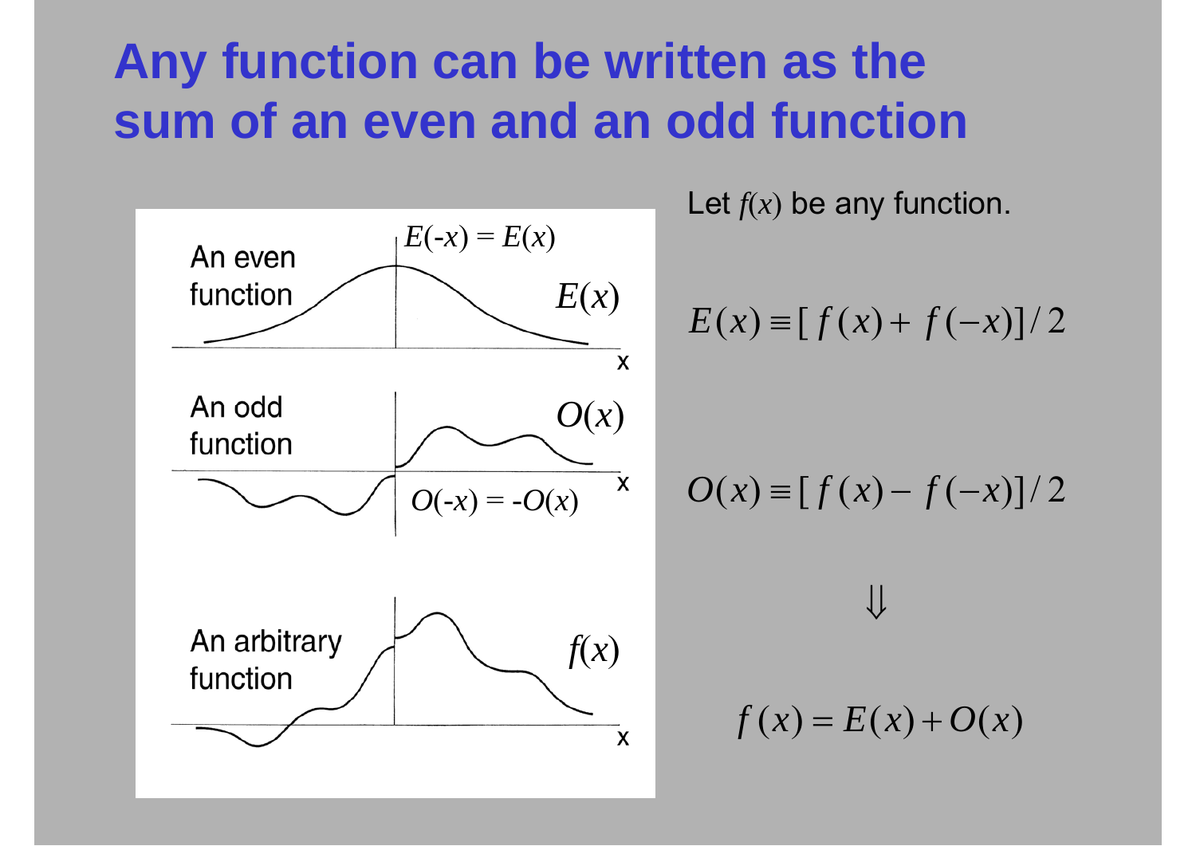# Any function can be written as the sum of an even and an odd function

An even function $E(x)$, $E(-x) = E(x)$

An odd function $O(x)$, $O(-x) = -O(x)$

An arbitrary function $f(x)$

Let $f(x)$ be any function.

$$E(x) \equiv [\, f(x) + f(-x)] / 2$$

$$O(x) \equiv [\, f(x) - f(-x)] / 2$$

$$\Downarrow$$

$$f(x) = E(x) + O(x)$$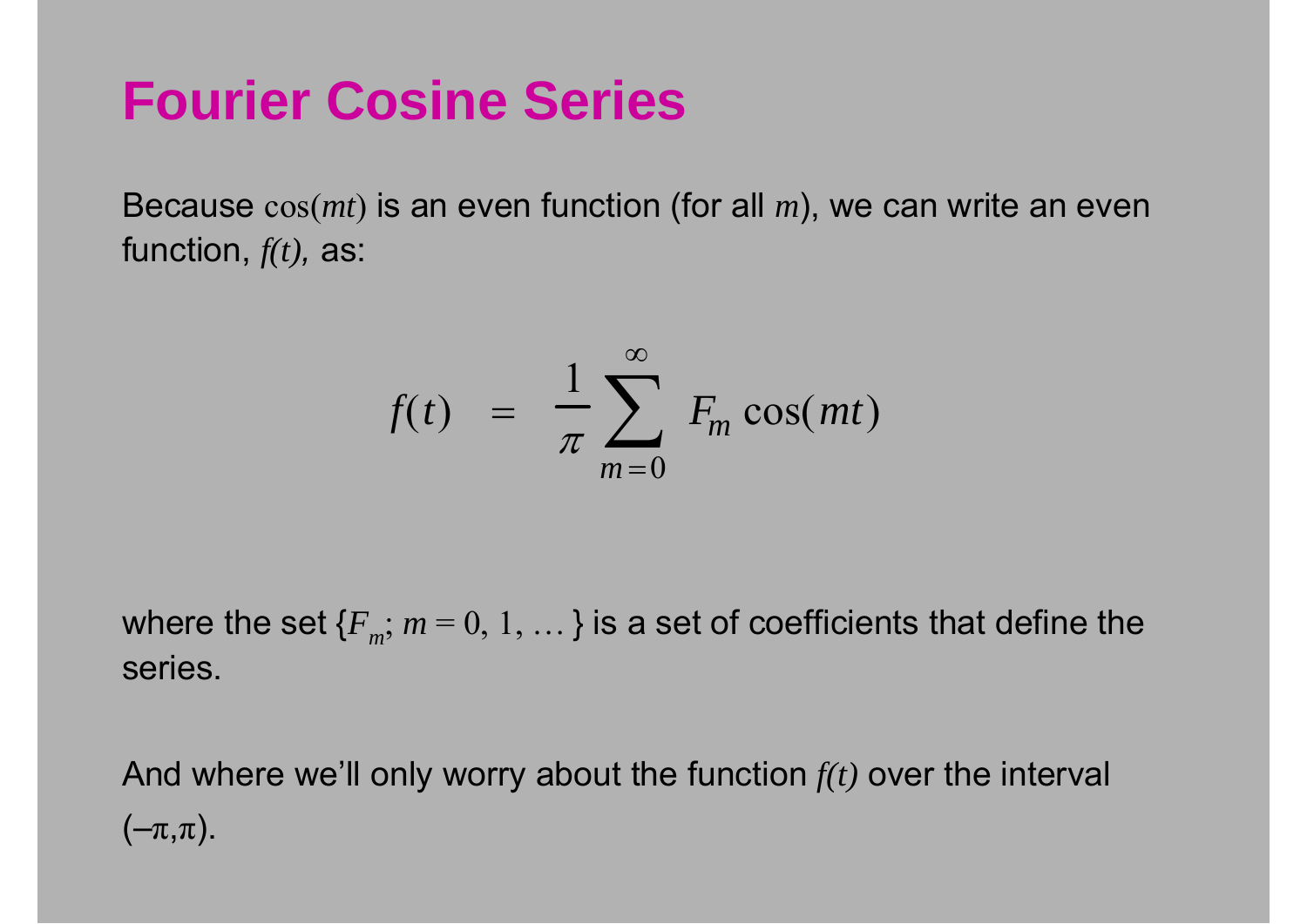# Fourier Cosine Series

Because $\cos(mt)$ is an even function (for all $m$), we can write an even function, $f(t)$, as:

$$f(t) = \frac{1}{\pi} \sum_{m=0}^{\infty} F_m \cos(mt)$$

where the set $\{F_m;\ m = 0, 1, \ldots\}$ is a set of coefficients that define the series.

And where we'll only worry about the function $f(t)$ over the interval $(-\pi,\pi)$.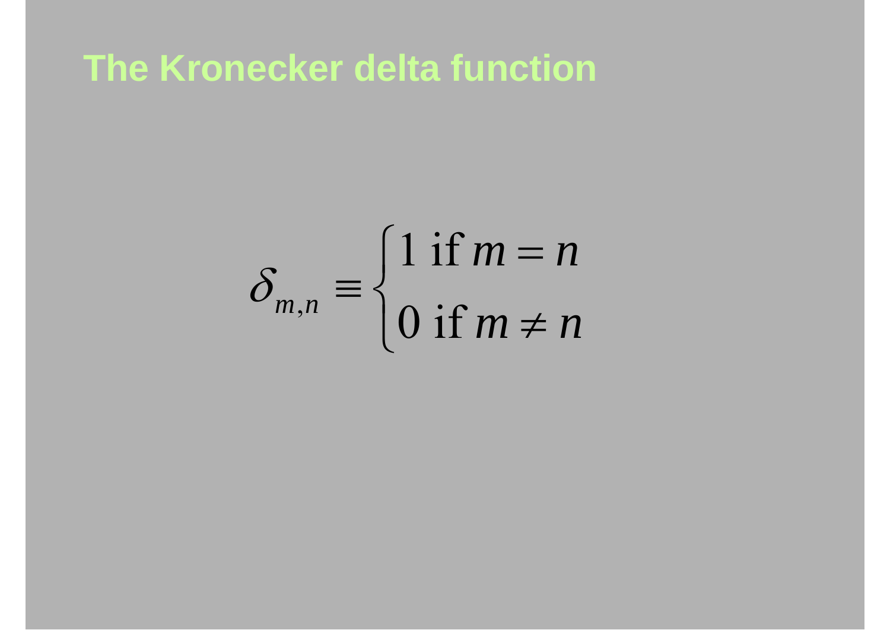# The Kronecker delta function

$$\delta_{m,n} \equiv \begin{cases} 1 \text{ if } m = n \\ 0 \text{ if } m \neq n \end{cases}$$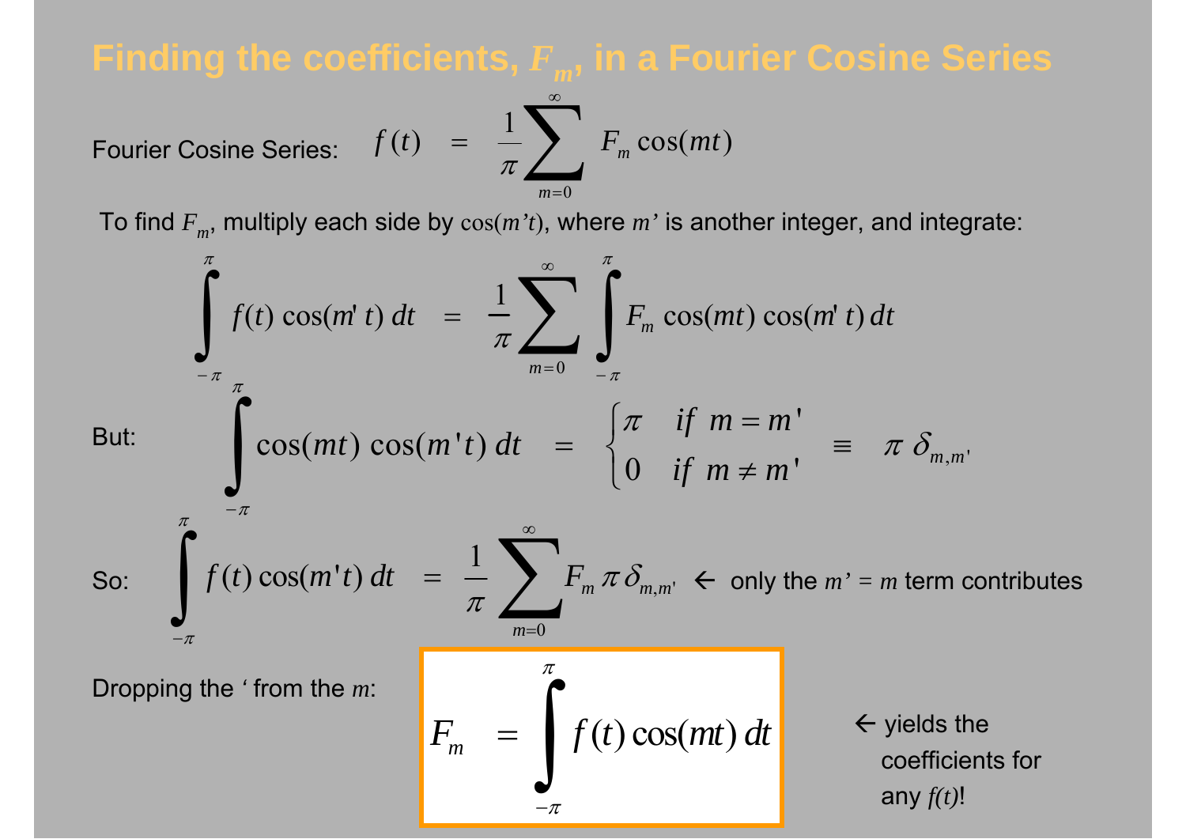# Finding the coefficients, $F_m$, in a Fourier Cosine Series

Fourier Cosine Series: $$f(t) = \frac{1}{\pi}\sum_{m=0}^{\infty} F_m \cos(mt)$$

To find $F_m$, multiply each side by $\cos(m't)$, where $m'$ is another integer, and integrate:

$$\int_{-\pi}^{\pi} f(t)\cos(m't)\,dt = \frac{1}{\pi}\sum_{m=0}^{\infty}\int_{-\pi}^{\pi} F_m \cos(mt)\cos(m't)\,dt$$

But: $$\int_{-\pi}^{\pi} \cos(mt)\cos(m't)\,dt = \begin{cases} \pi & if\ m = m' \\ 0 & if\ m \neq m' \end{cases} \equiv \pi\,\delta_{m,m'}$$

So: $$\int_{-\pi}^{\pi} f(t)\cos(m't)\,dt = \frac{1}{\pi}\sum_{m=0}^{\infty} F_m\,\pi\,\delta_{m,m'}$$ ← only the $m' = m$ term contributes

Dropping the ' from the $m$:

$$F_m = \int_{-\pi}^{\pi} f(t)\cos(mt)\,dt$$

← yields the coefficients for any $f(t)$!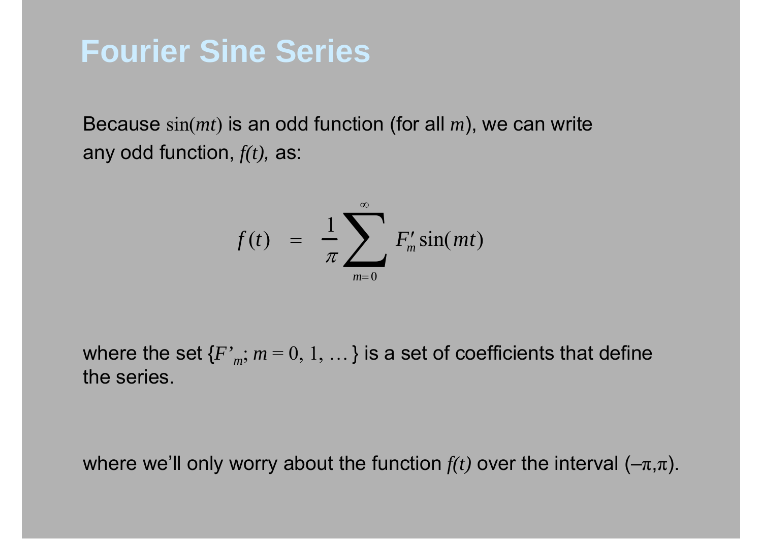# Fourier Sine Series

Because $\sin(mt)$ is an odd function (for all $m$), we can write any odd function, $f(t)$, as:

$$f(t) = \frac{1}{\pi} \sum_{m=0}^{\infty} F'_m \sin(mt)$$

where the set $\{F'_m;\, m = 0, 1, \ldots\}$ is a set of coefficients that define the series.

where we'll only worry about the function $f(t)$ over the interval $(-\pi,\pi)$.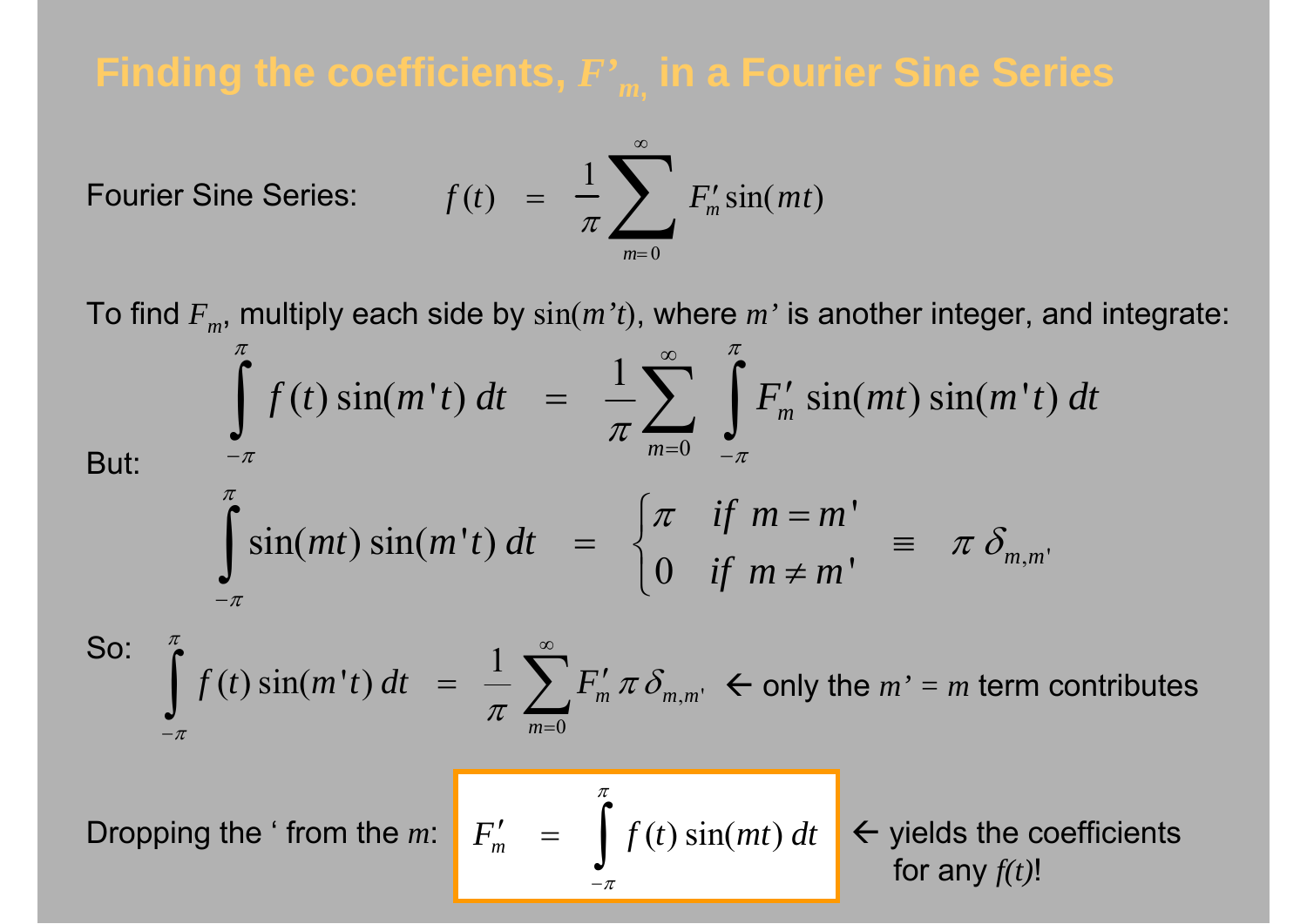# Finding the coefficients, $F'_m$, in a Fourier Sine Series

Fourier Sine Series:

$$f(t) = \frac{1}{\pi} \sum_{m=0}^{\infty} F'_m \sin(mt)$$

To find $F_m$, multiply each side by $\sin(m't)$, where $m'$ is another integer, and integrate:

$$\int_{-\pi}^{\pi} f(t) \sin(m't)\, dt = \frac{1}{\pi} \sum_{m=0}^{\infty} \int_{-\pi}^{\pi} F'_m \sin(mt) \sin(m't)\, dt$$

But:

$$\int_{-\pi}^{\pi} \sin(mt) \sin(m't)\, dt = \begin{cases} \pi & if\ m = m' \\ 0 & if\ m \neq m' \end{cases} \equiv \pi\, \delta_{m,m'}$$

So:

$$\int_{-\pi}^{\pi} f(t) \sin(m't)\, dt = \frac{1}{\pi} \sum_{m=0}^{\infty} F'_m\, \pi\, \delta_{m,m'}$$

← only the $m' = m$ term contributes

Dropping the ' from the $m$:

$$F'_m = \int_{-\pi}^{\pi} f(t) \sin(mt)\, dt$$

← yields the coefficients for any $f(t)$!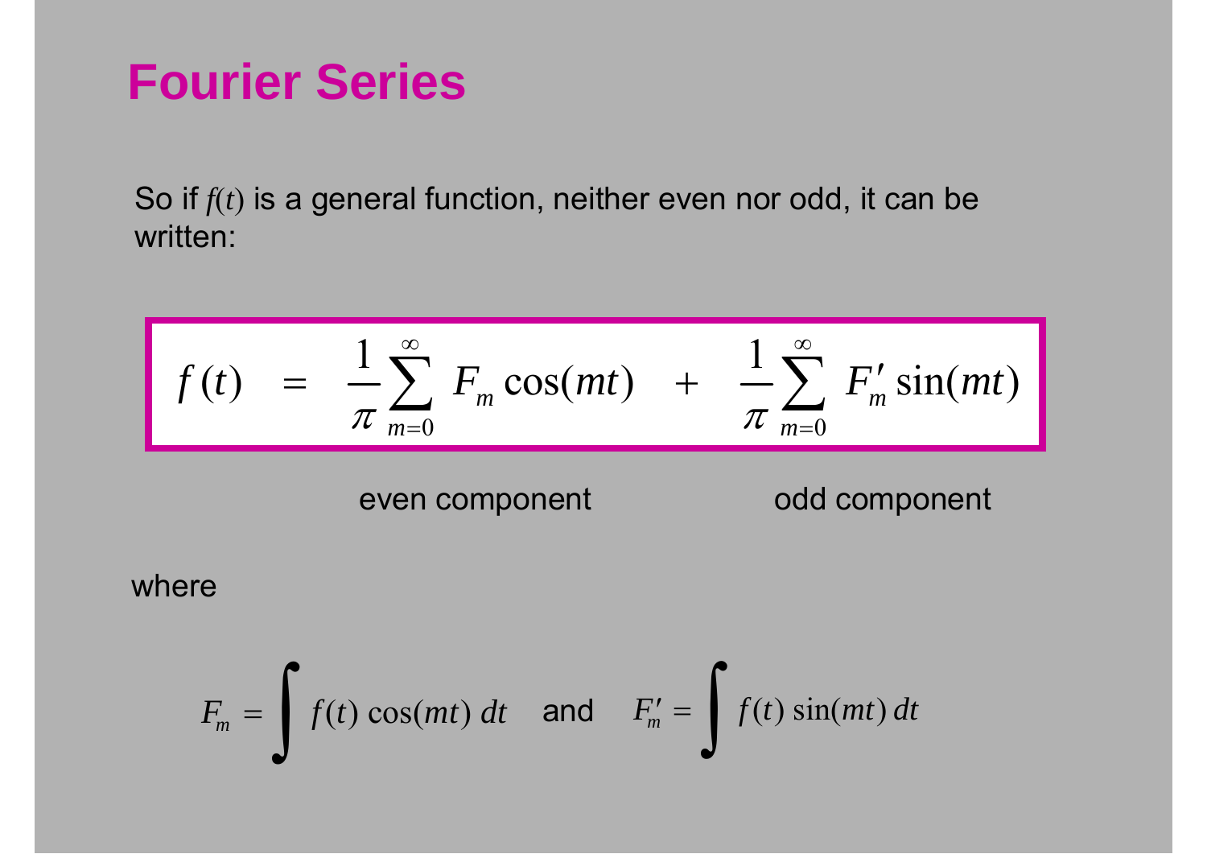# Fourier Series

So if $f(t)$ is a general function, neither even nor odd, it can be written:

$$f(t) \quad = \quad \frac{1}{\pi} \sum_{m=0}^{\infty} F_m \cos(mt) \quad + \quad \frac{1}{\pi} \sum_{m=0}^{\infty} F'_m \sin(mt)$$

even component　　　　　odd component

where

$$F_m = \int f(t) \cos(mt) \, dt \quad \text{and} \quad F'_m = \int f(t) \sin(mt) \, dt$$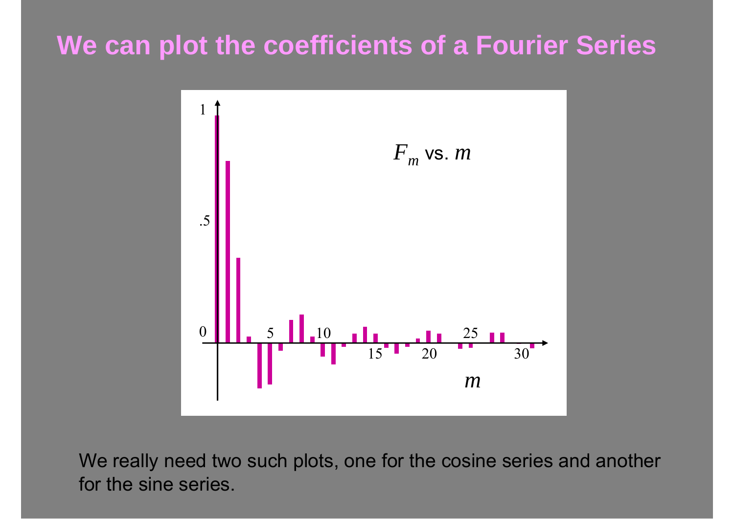# We can plot the coefficients of a Fourier Series

$F_m$ vs. $m$

We really need two such plots, one for the cosine series and another for the sine series.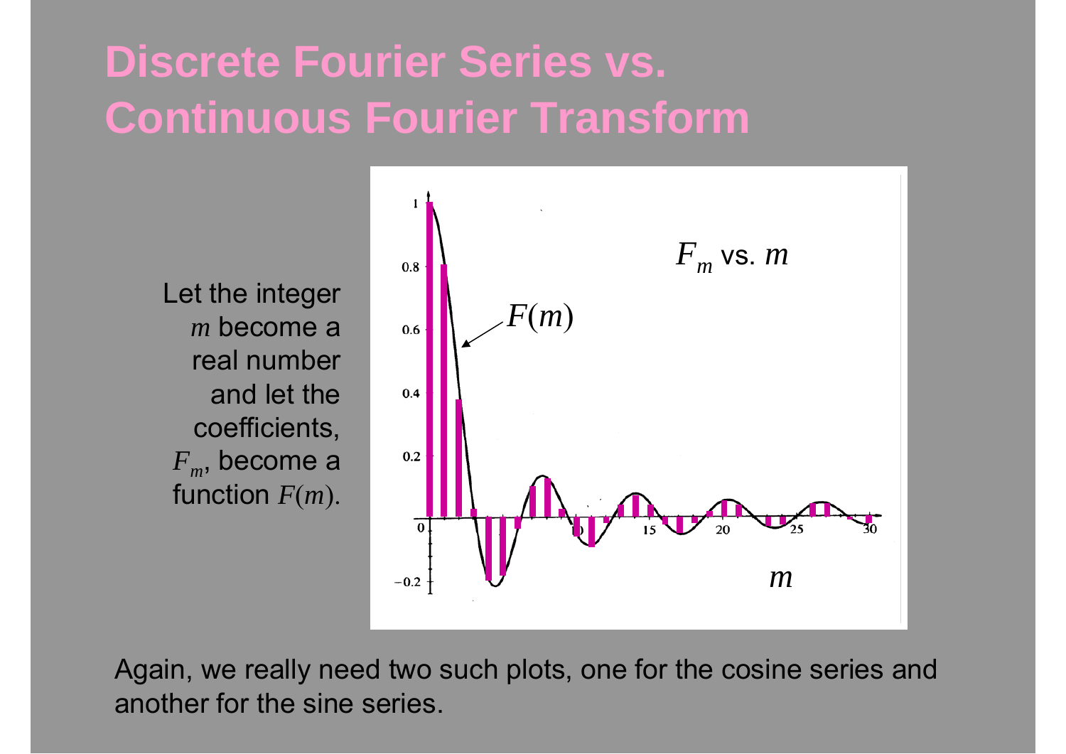# Discrete Fourier Series vs. Continuous Fourier Transform

Let the integer $m$ become a real number and let the coefficients, $F_m$, become a function $F(m)$.

$F_m$ vs. $m$

$F(m)$

$m$

Again, we really need two such plots, one for the cosine series and another for the sine series.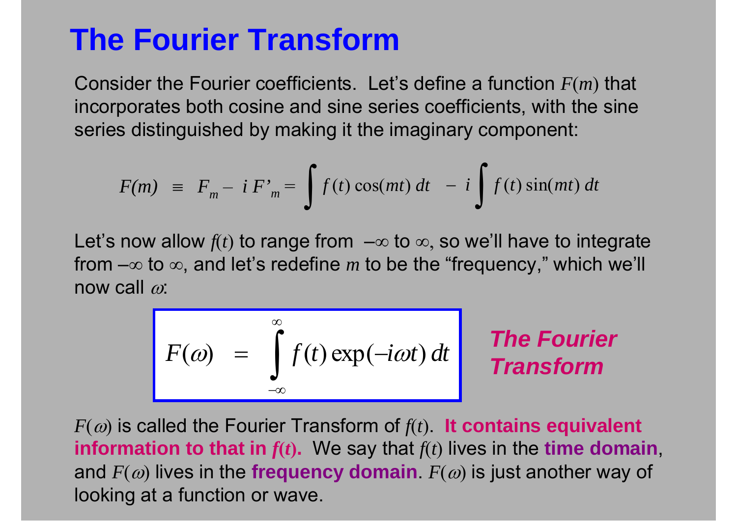# The Fourier Transform

Consider the Fourier coefficients. Let's define a function $F(m)$ that incorporates both cosine and sine series coefficients, with the sine series distinguished by making it the imaginary component:

$$F(m) \equiv F_m - i\,F'_m = \int f(t)\cos(mt)\,dt \;-\; i\int f(t)\sin(mt)\,dt$$

Let's now allow $f(t)$ to range from $-\infty$ to $\infty$, so we'll have to integrate from $-\infty$ to $\infty$, and let's redefine $m$ to be the "frequency," which we'll now call $\omega$:

$$F(\omega) = \int_{-\infty}^{\infty} f(t)\exp(-i\omega t)\,dt$$

***The Fourier Transform***

$F(\omega)$ is called the Fourier Transform of $f(t)$. **It contains equivalent information to that in $f(t)$.** We say that $f(t)$ lives in the **time domain**, and $F(\omega)$ lives in the **frequency domain**. $F(\omega)$ is just another way of looking at a function or wave.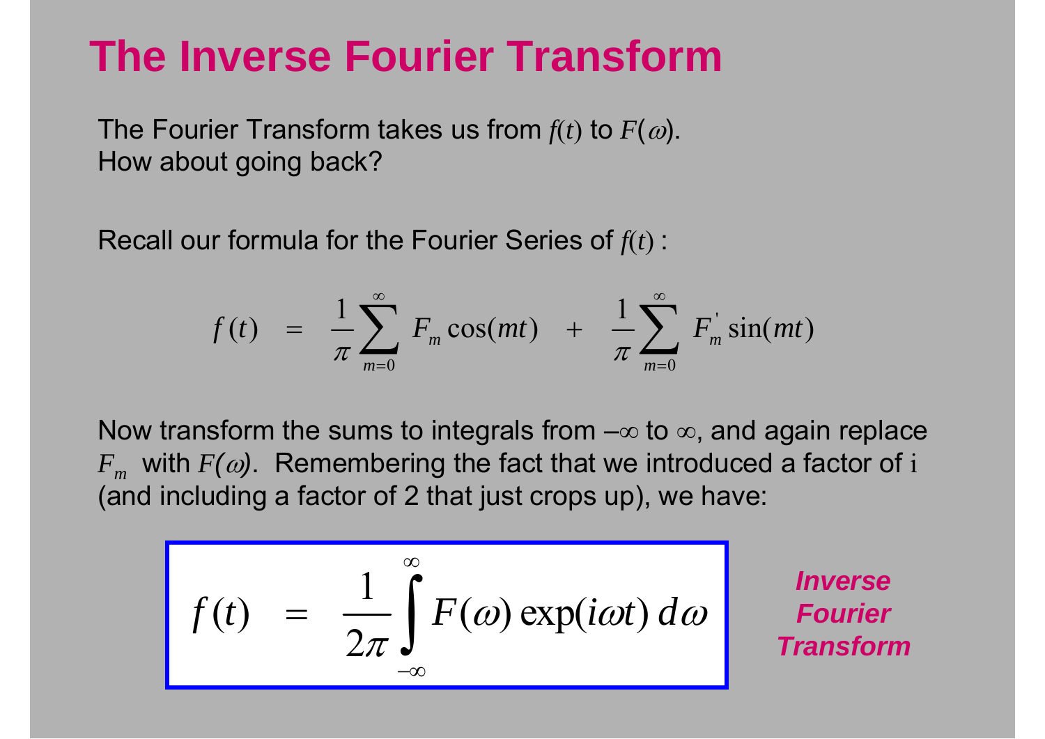# The Inverse Fourier Transform

The Fourier Transform takes us from $f(t)$ to $F(\omega)$.
How about going back?

Recall our formula for the Fourier Series of $f(t)$ :

$$f(t) = \frac{1}{\pi}\sum_{m=0}^{\infty} F_m \cos(mt) + \frac{1}{\pi}\sum_{m=0}^{\infty} F_m^{'} \sin(mt)$$

Now transform the sums to integrals from $-\infty$ to $\infty$, and again replace $F_m$ with $F(\omega)$. Remembering the fact that we introduced a factor of $i$ (and including a factor of 2 that just crops up), we have:

$$f(t) = \frac{1}{2\pi}\int_{-\infty}^{\infty} F(\omega)\exp(i\omega t)\, d\omega$$

***Inverse Fourier Transform***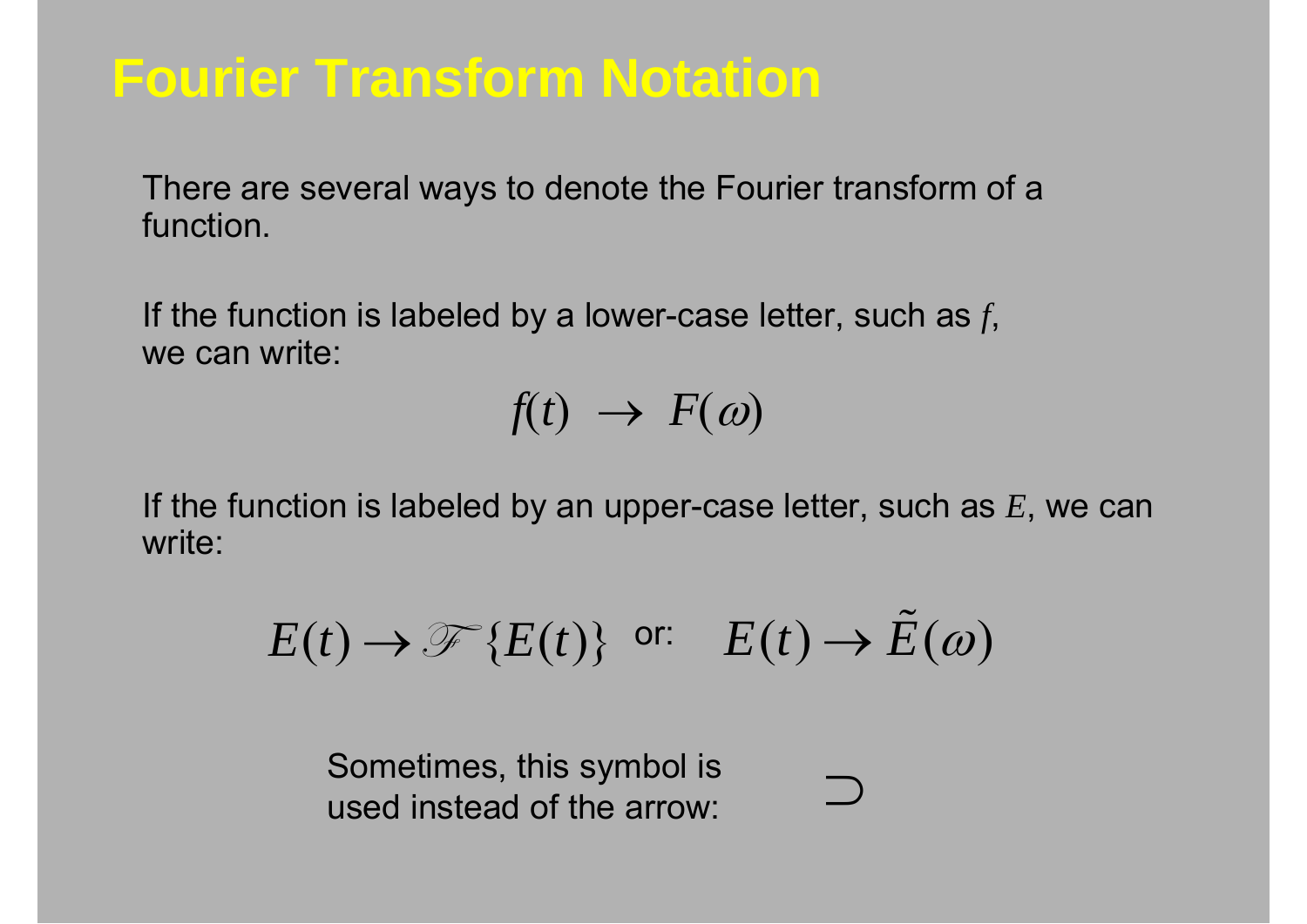# Fourier Transform Notation

There are several ways to denote the Fourier transform of a function.

If the function is labeled by a lower-case letter, such as $f$, we can write:

$$f(t) \;\to\; F(\omega)$$

If the function is labeled by an upper-case letter, such as $E$, we can write:

$$E(t) \to \mathscr{F}\{E(t)\} \quad \text{or:} \quad E(t) \to \tilde{E}(\omega)$$

Sometimes, this symbol is used instead of the arrow: $\supset$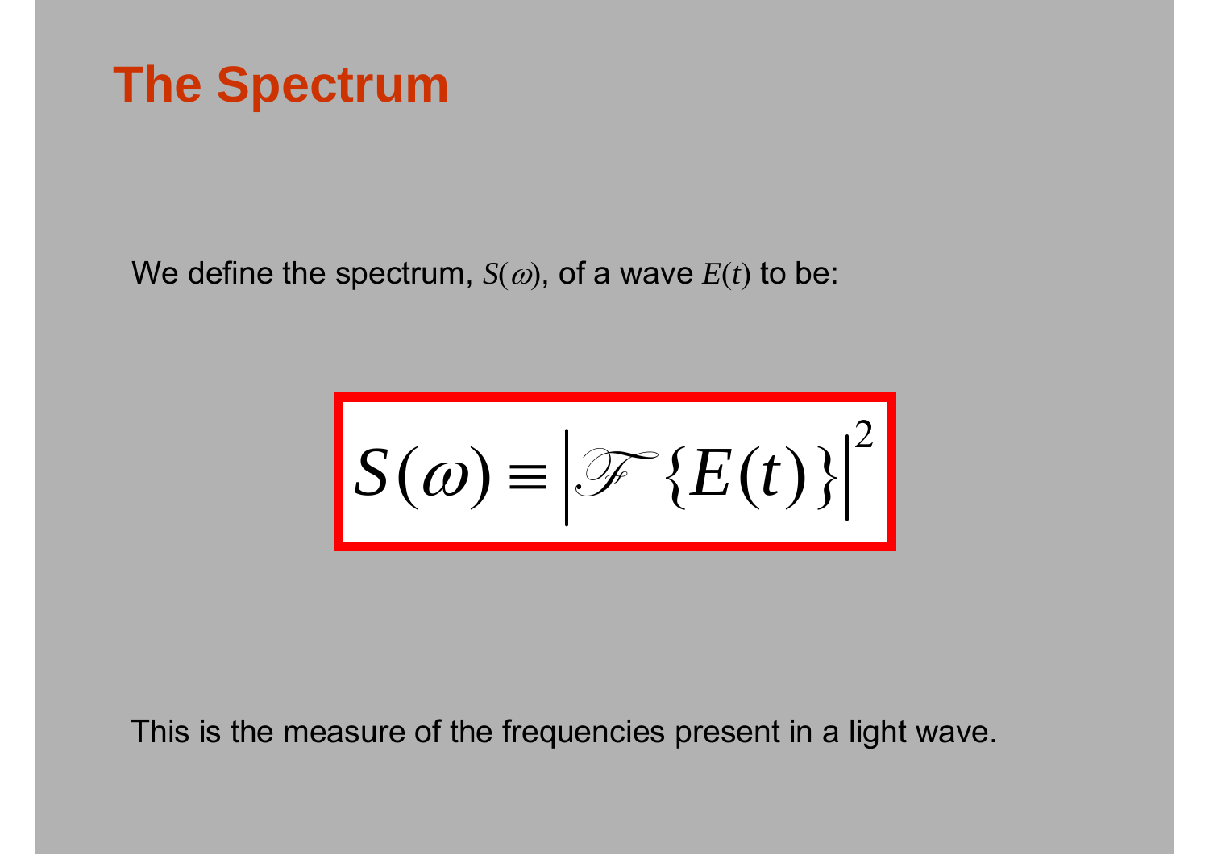# The Spectrum

We define the spectrum, $S(\omega)$, of a wave $E(t)$ to be:

$$S(\omega) \equiv \left| \mathcal{F}\left\{ E(t) \right\} \right|^2$$

This is the measure of the frequencies present in a light wave.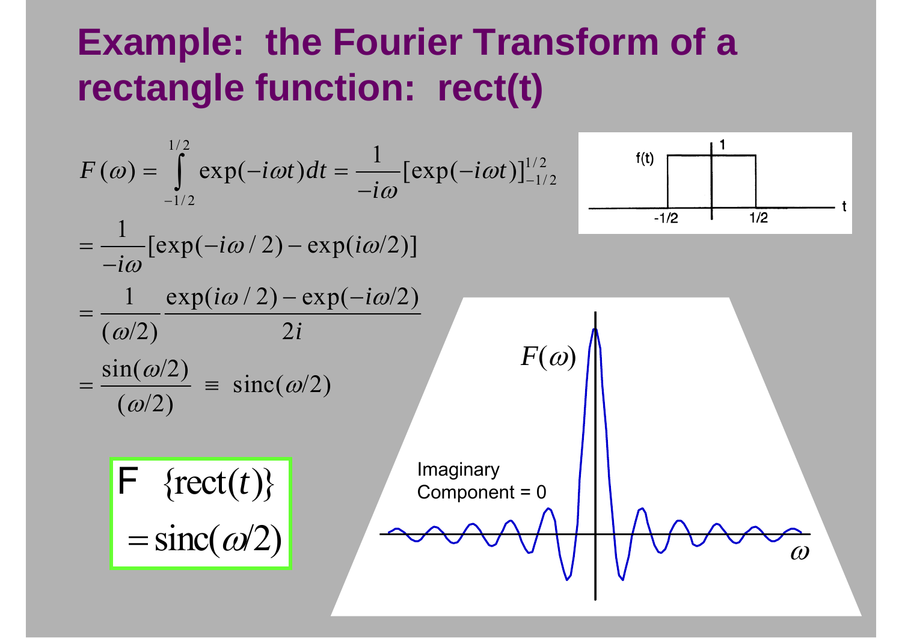# Example: the Fourier Transform of a rectangle function: rect(t)

$$F(\omega) = \int_{-1/2}^{1/2} \exp(-i\omega t)\,dt = \frac{1}{-i\omega}[\exp(-i\omega t)]_{-1/2}^{1/2}$$

$$= \frac{1}{-i\omega}[\exp(-i\omega/2) - \exp(i\omega/2)]$$

$$= \frac{1}{(\omega/2)} \frac{\exp(i\omega/2) - \exp(-i\omega/2)}{2i}$$

$$= \frac{\sin(\omega/2)}{(\omega/2)} \equiv \text{sinc}(\omega/2)$$

$$\mathcal{F}\{\text{rect}(t)\} = \text{sinc}(\omega/2)$$

Imaginary Component = 0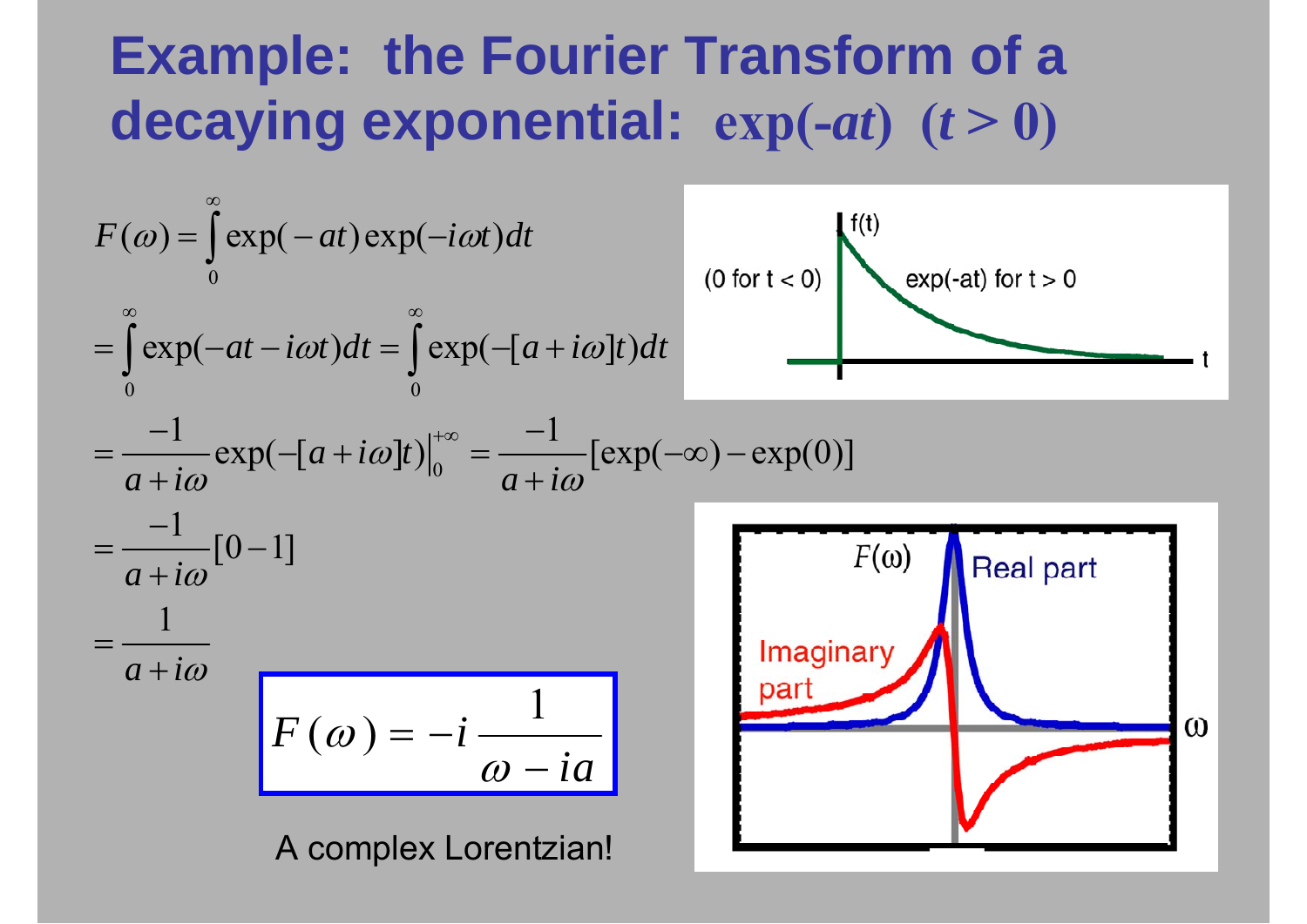# Example: the Fourier Transform of a decaying exponential: exp(-*at*) (*t* > 0)

$$F(\omega) = \int_0^\infty \exp(-at)\exp(-i\omega t)\,dt$$

$$= \int_0^\infty \exp(-at - i\omega t)\,dt = \int_0^\infty \exp(-[a+i\omega]t)\,dt$$

$$= \frac{-1}{a+i\omega}\exp(-[a+i\omega]t)\Big|_0^{+\infty} = \frac{-1}{a+i\omega}[\exp(-\infty) - \exp(0)]$$

$$= \frac{-1}{a+i\omega}[0-1]$$

$$= \frac{1}{a+i\omega}$$

$$F(\omega) = -i\,\frac{1}{\omega - ia}$$

A complex Lorentzian!

(0 for t < 0) exp(-at) for t > 0

$F(\omega)$ Real part, Imaginary part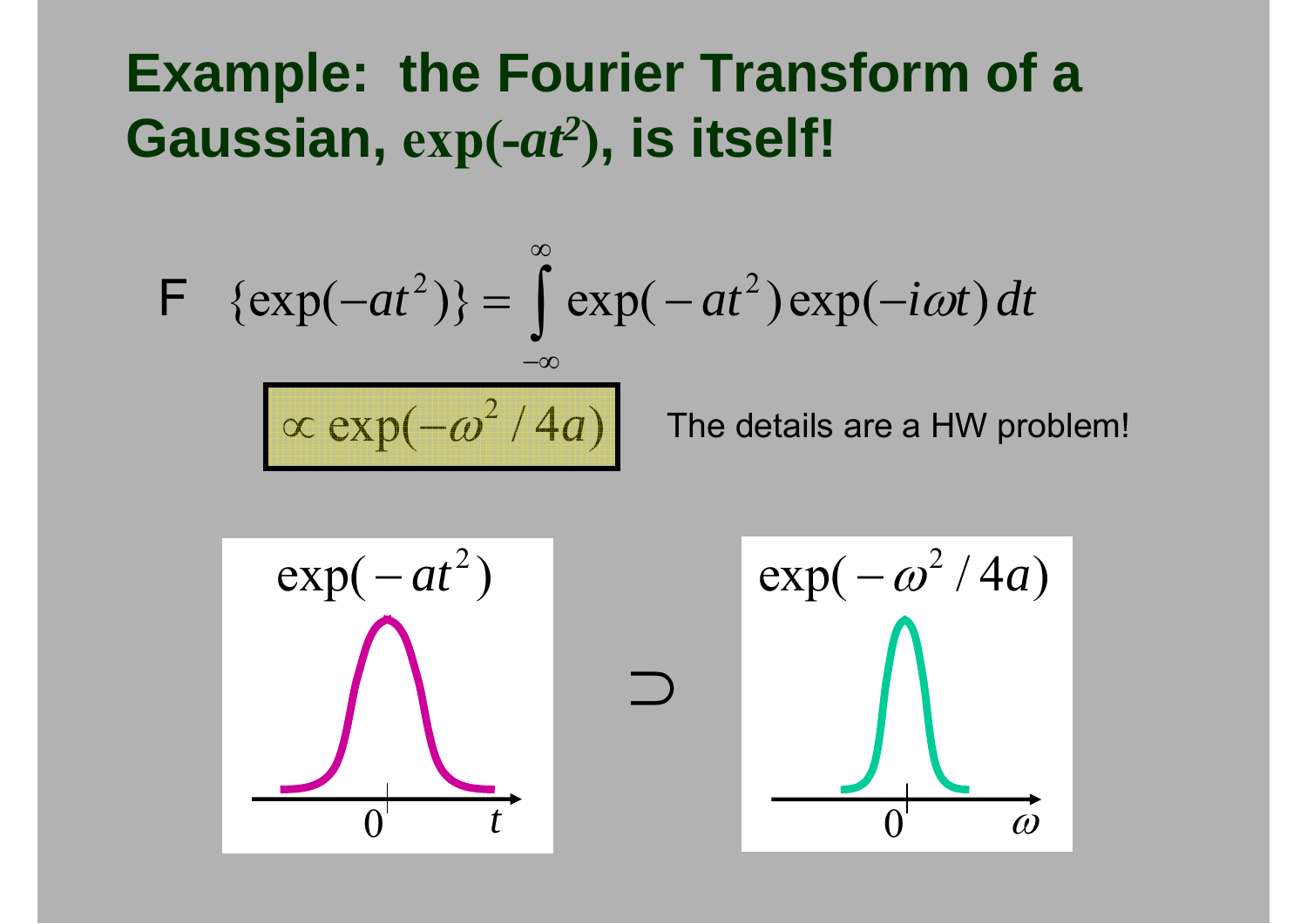# Example: the Fourier Transform of a Gaussian, $\exp(-at^2)$, is itself!

$$\mathcal{F}\ \{\exp(-at^2)\} = \int_{-\infty}^{\infty} \exp(-at^2)\exp(-i\omega t)\,dt$$

$$\propto \exp(-\omega^2 / 4a)$$

The details are a HW problem!

$\exp(-at^2)$ $\supset$ $\exp(-\omega^2 / 4a)$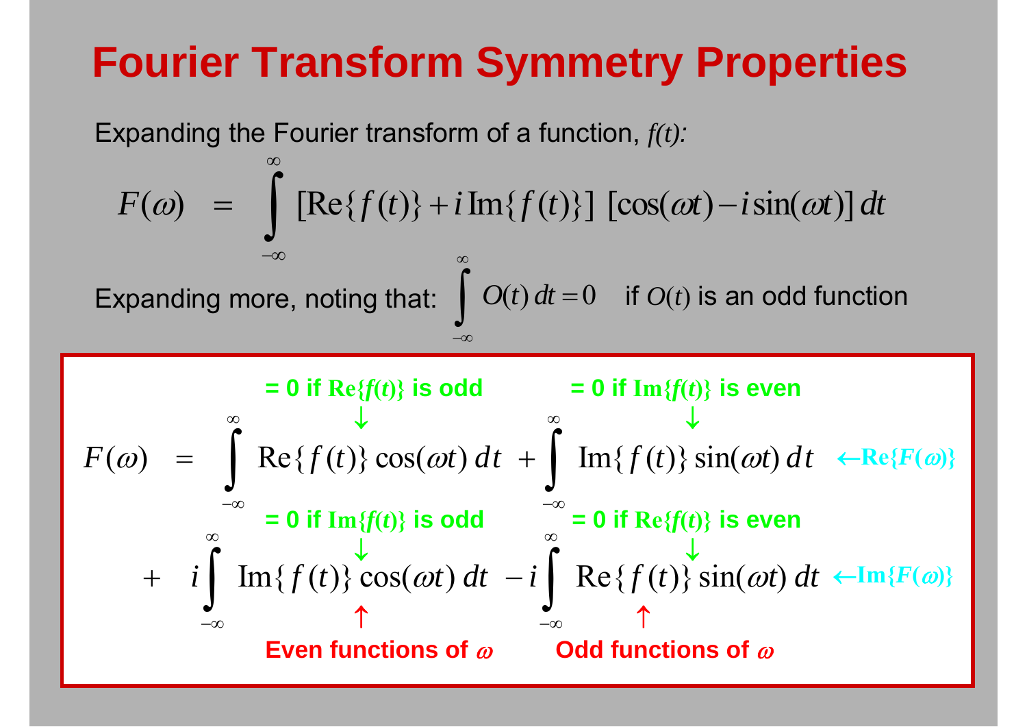# Fourier Transform Symmetry Properties

Expanding the Fourier transform of a function, *f(t):*

$$F(\omega) \;=\; \int_{-\infty}^{\infty} [\mathrm{Re}\{f(t)\} + i\,\mathrm{Im}\{f(t)\}]\;[\cos(\omega t) - i\sin(\omega t)]\,dt$$

Expanding more, noting that: $\int_{-\infty}^{\infty} O(t)\,dt = 0$ if $O(t)$ is an odd function

$$F(\omega) \;=\; \underbrace{\int_{-\infty}^{\infty} \mathrm{Re}\{f(t)\}\cos(\omega t)\,dt}_{=0\text{ if }\mathrm{Re}\{f(t)\}\text{ is odd}} + \underbrace{\int_{-\infty}^{\infty} \mathrm{Im}\{f(t)\}\sin(\omega t)\,dt}_{=0\text{ if }\mathrm{Im}\{f(t)\}\text{ is even}} \quad \leftarrow \mathrm{Re}\{F(\omega)\}$$

$$+\; \underbrace{i\int_{-\infty}^{\infty} \mathrm{Im}\{f(t)\}\cos(\omega t)\,dt}_{=0\text{ if }\mathrm{Im}\{f(t)\}\text{ is odd}} - \underbrace{i\int_{-\infty}^{\infty} \mathrm{Re}\{f(t)\}\sin(\omega t)\,dt}_{=0\text{ if }\mathrm{Re}\{f(t)\}\text{ is even}} \quad \leftarrow \mathrm{Im}\{F(\omega)\}$$

↑ $\cos(\omega t)$: **Even functions of $\omega$**  ↑ $\sin(\omega t)$: **Odd functions of $\omega$**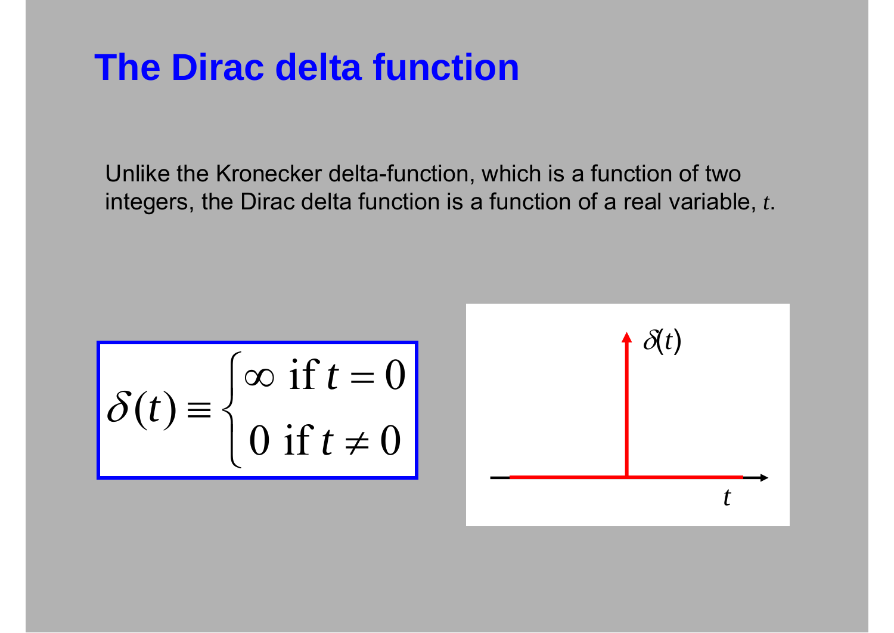# The Dirac delta function

Unlike the Kronecker delta-function, which is a function of two integers, the Dirac delta function is a function of a real variable, $t$.

$$\delta(t) \equiv \begin{cases} \infty \text{ if } t = 0 \\ 0 \text{ if } t \neq 0 \end{cases}$$

$\delta(t)$

$t$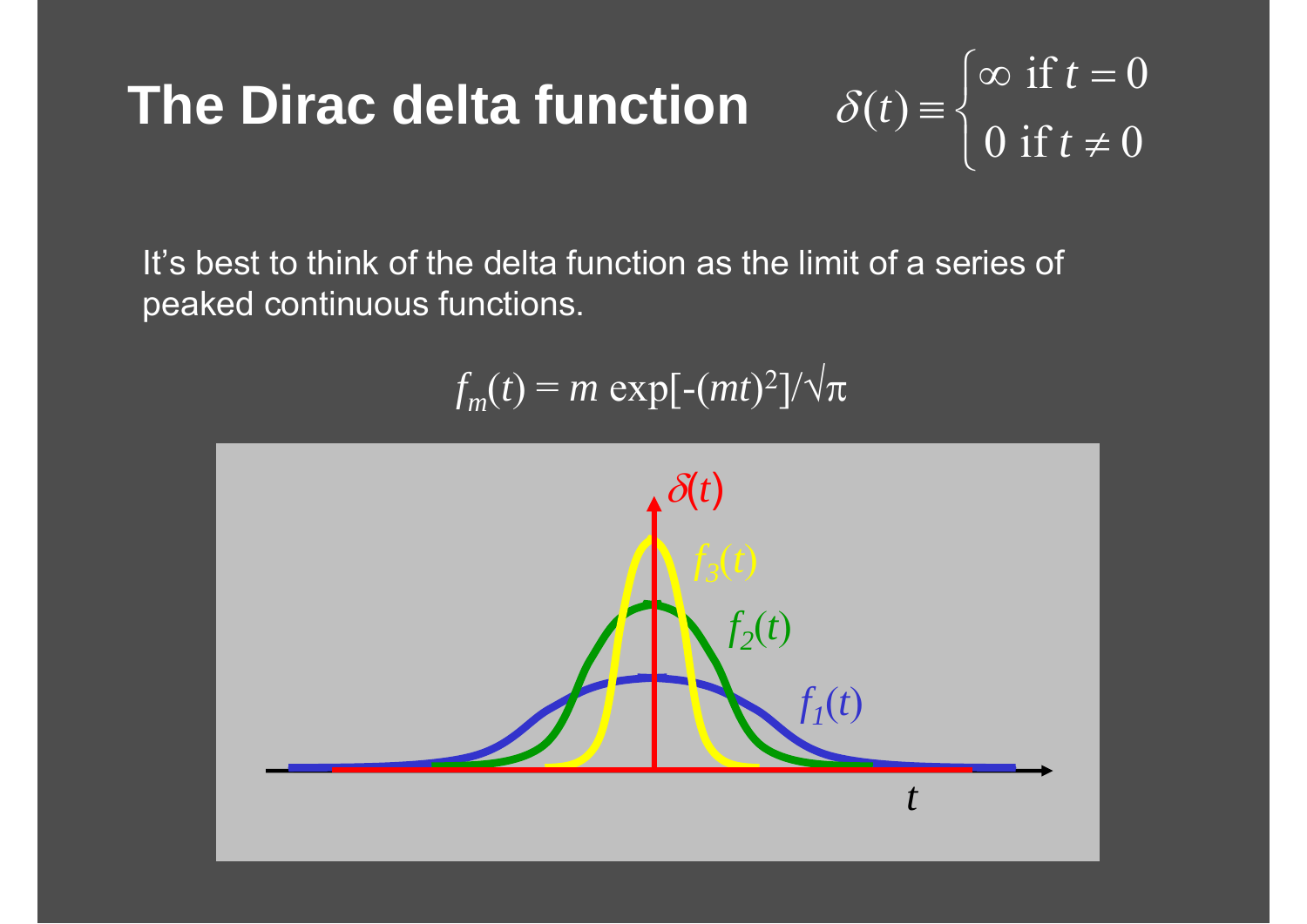# The Dirac delta function

$$\delta(t) \equiv \begin{cases} \infty \text{ if } t = 0 \\ 0 \text{ if } t \neq 0 \end{cases}$$

It's best to think of the delta function as the limit of a series of peaked continuous functions.

$$f_m(t) = m \exp[-(mt)^2]/\sqrt{\pi}$$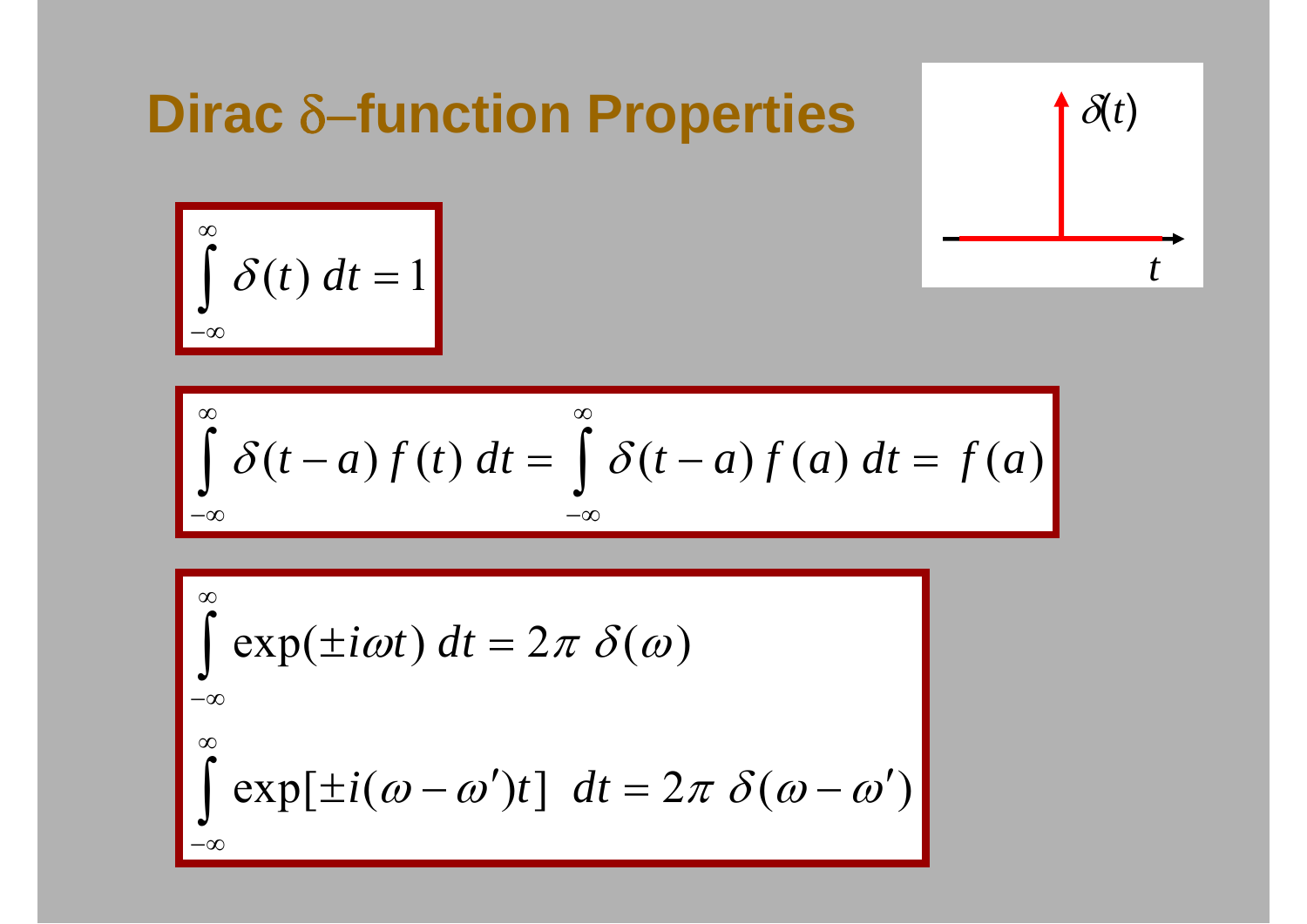# Dirac δ–function Properties

$$\int_{-\infty}^{\infty} \delta(t)\, dt = 1$$

$$\int_{-\infty}^{\infty} \delta(t-a)\, f(t)\, dt = \int_{-\infty}^{\infty} \delta(t-a)\, f(a)\, dt = f(a)$$

$$\int_{-\infty}^{\infty} \exp(\pm i\omega t)\, dt = 2\pi\, \delta(\omega)$$

$$\int_{-\infty}^{\infty} \exp[\pm i(\omega - \omega')t]\, dt = 2\pi\, \delta(\omega - \omega')$$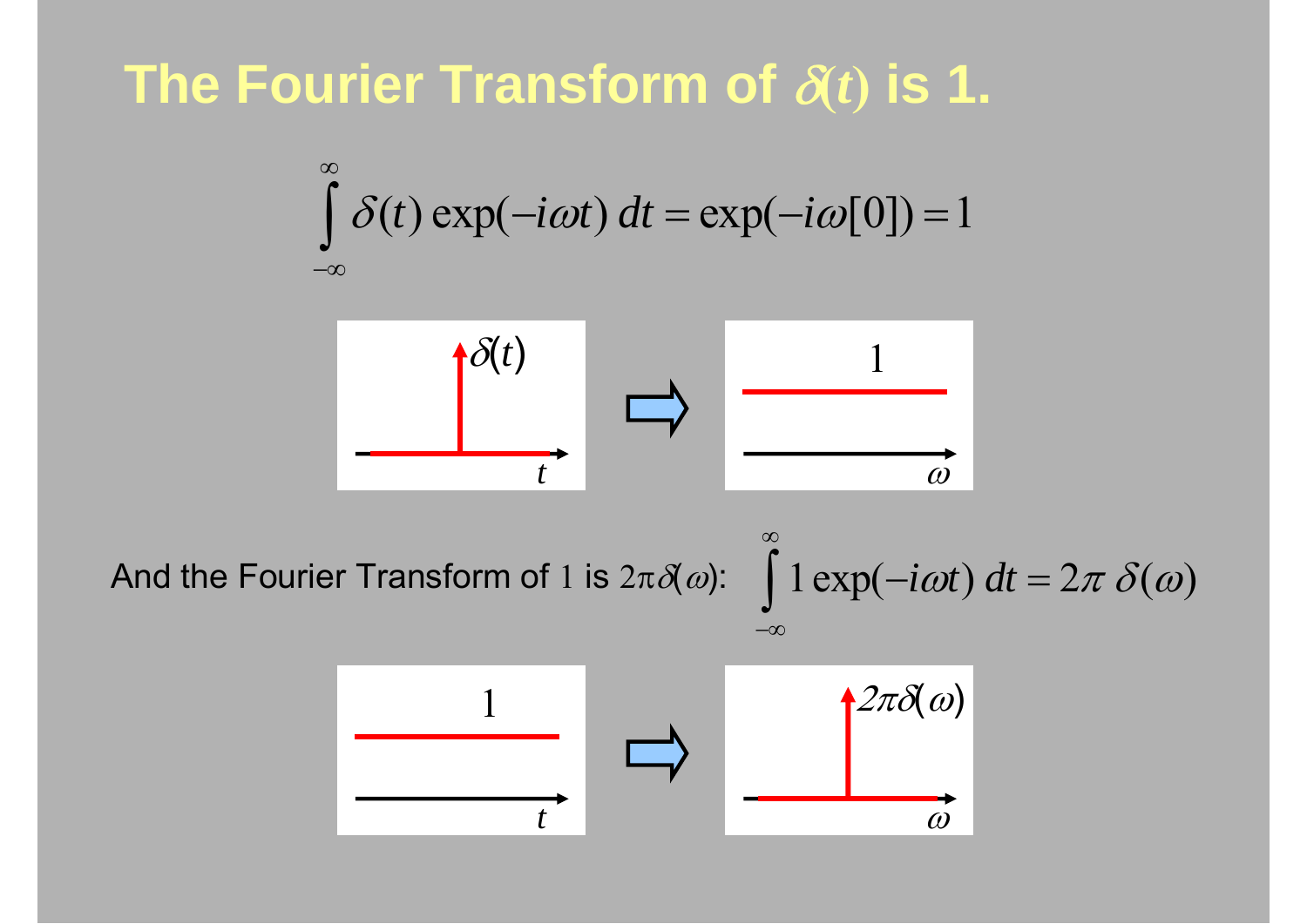# The Fourier Transform of $\delta(t)$ is 1.

$$\int_{-\infty}^{\infty} \delta(t) \exp(-i\omega t)\, dt = \exp(-i\omega[0]) = 1$$

And the Fourier Transform of 1 is $2\pi\delta(\omega)$:

$$\int_{-\infty}^{\infty} 1 \exp(-i\omega t)\, dt = 2\pi\, \delta(\omega)$$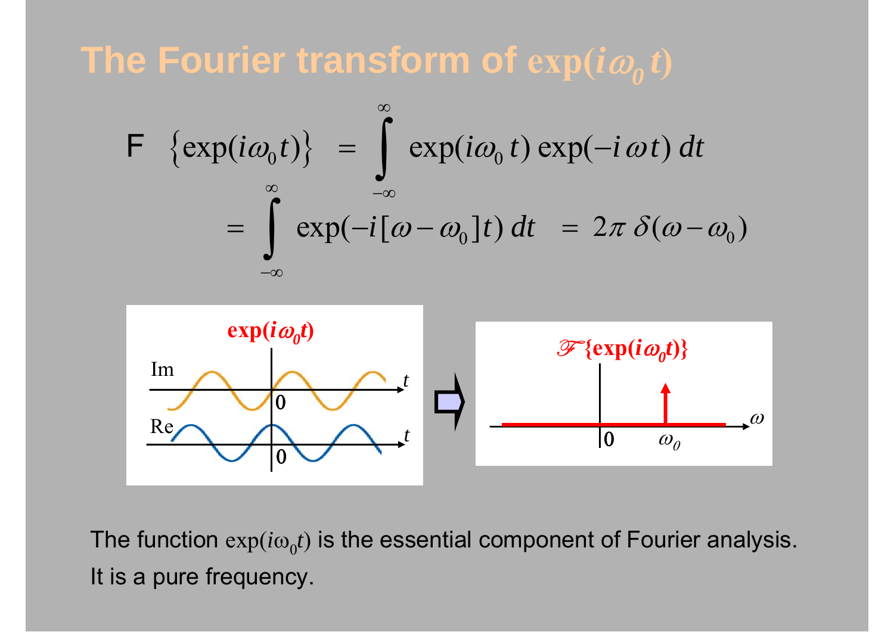# The Fourier transform of $\exp(i\omega_0 t)$

$$
F\left\{\exp(i\omega_0 t)\right\} = \int_{-\infty}^{\infty} \exp(i\omega_0 t)\exp(-i\omega t)\,dt
$$

$$
= \int_{-\infty}^{\infty} \exp(-i[\omega - \omega_0]t)\,dt = 2\pi\,\delta(\omega - \omega_0)
$$

The function $\exp(i\omega_0 t)$ is the essential component of Fourier analysis.
It is a pure frequency.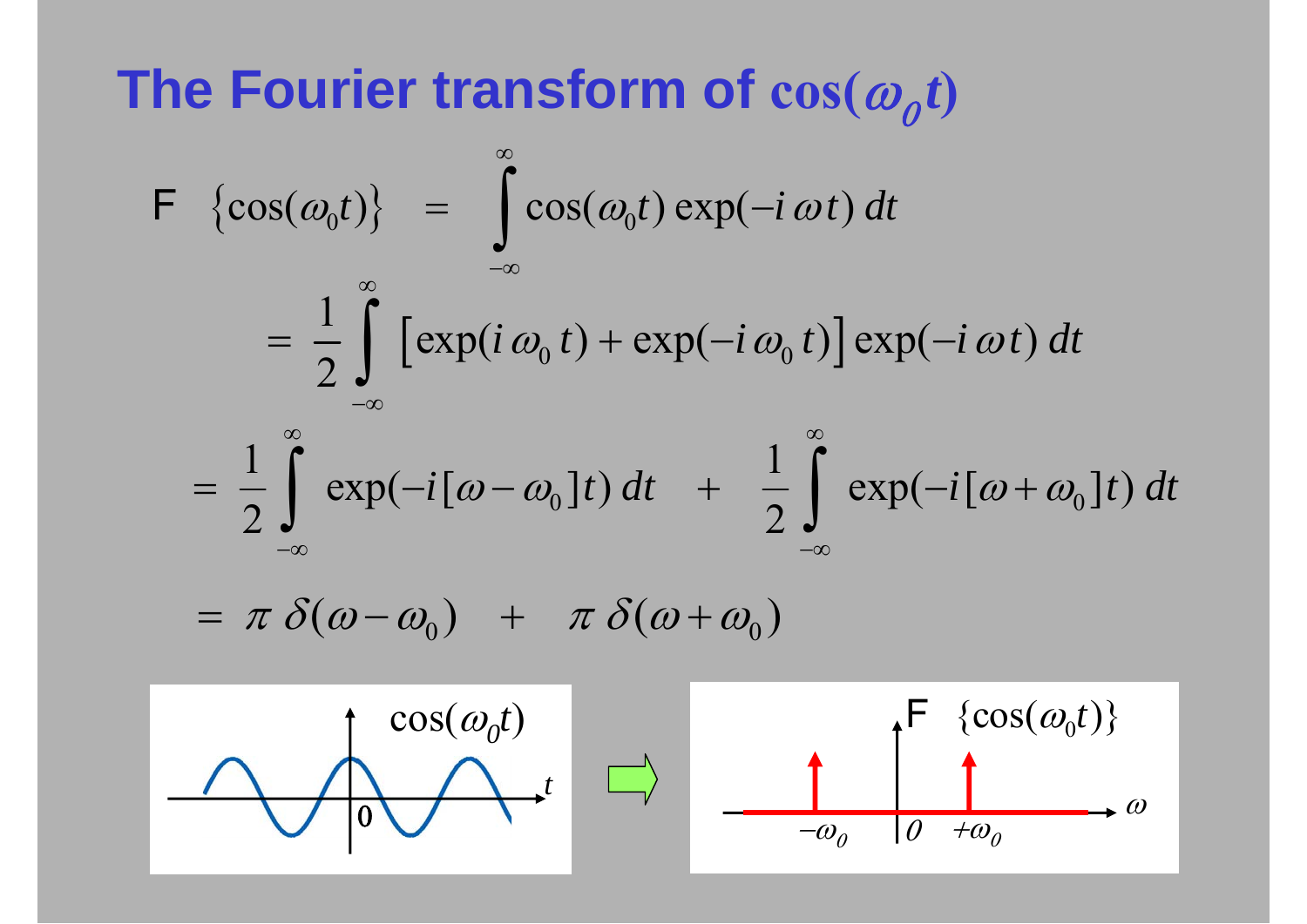# The Fourier transform of $\cos(\omega_0 t)$

$$\mathcal{F}\left\{\cos(\omega_0 t)\right\} = \int_{-\infty}^{\infty} \cos(\omega_0 t)\exp(-i\,\omega t)\,dt$$

$$= \frac{1}{2}\int_{-\infty}^{\infty}\left[\exp(i\,\omega_0\,t) + \exp(-i\,\omega_0\,t)\right]\exp(-i\,\omega t)\,dt$$

$$= \frac{1}{2}\int_{-\infty}^{\infty}\exp(-i[\omega-\omega_0]t)\,dt \quad + \quad \frac{1}{2}\int_{-\infty}^{\infty}\exp(-i[\omega+\omega_0]t)\,dt$$

$$= \pi\,\delta(\omega-\omega_0) \quad + \quad \pi\,\delta(\omega+\omega_0)$$

$\cos(\omega_0 t)$ ⇒ $\mathcal{F}\left\{\cos(\omega_0 t)\right\}$

$t$, $0$; $\omega$, $-\omega_0$, $0$, $+\omega_0$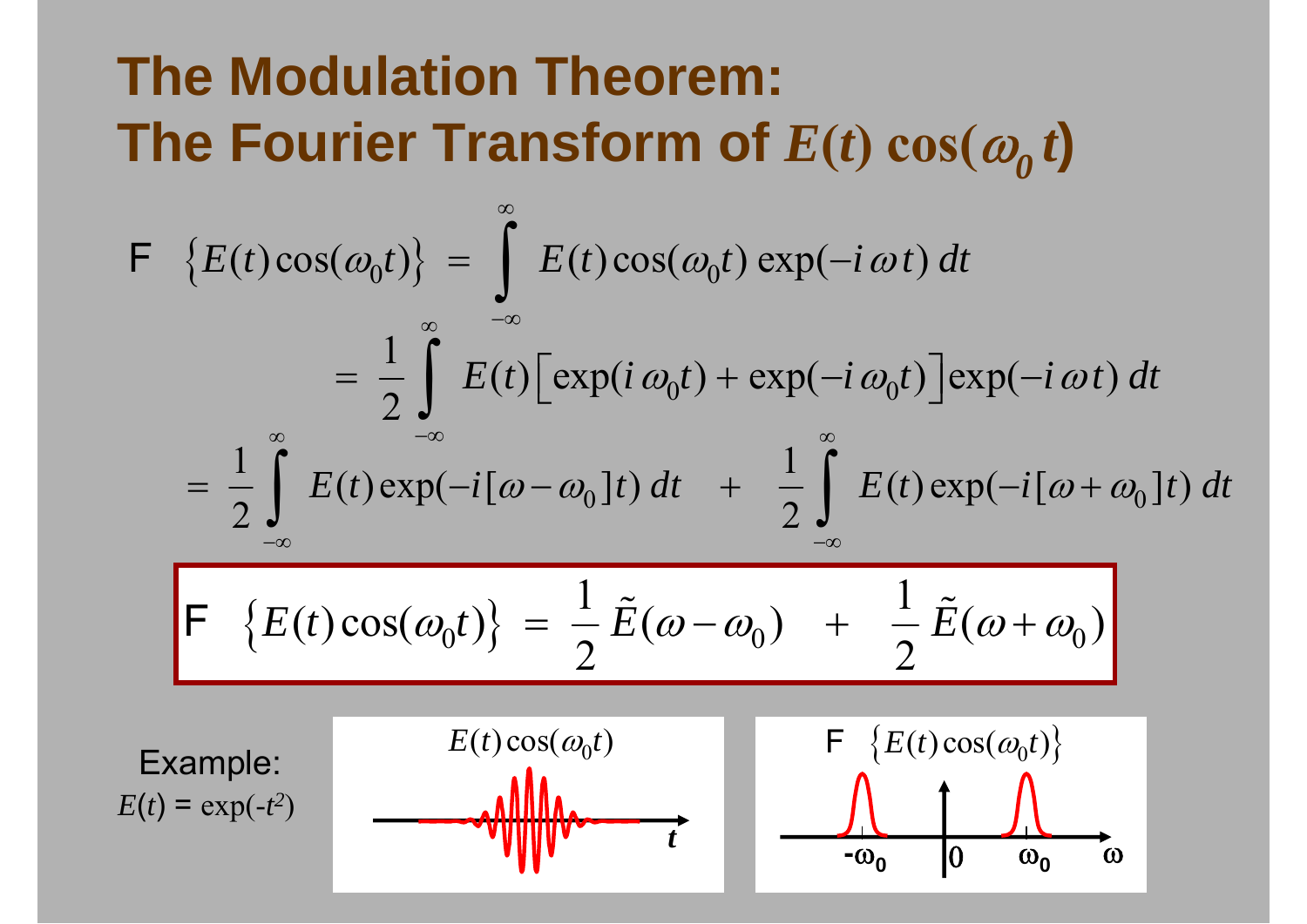# The Modulation Theorem: The Fourier Transform of $E(t)\cos(\omega_0 t)$

$$F\left\{E(t)\cos(\omega_0 t)\right\} = \int_{-\infty}^{\infty} E(t)\cos(\omega_0 t)\exp(-i\,\omega t)\,dt$$

$$= \frac{1}{2}\int_{-\infty}^{\infty} E(t)\left[\exp(i\,\omega_0 t) + \exp(-i\,\omega_0 t)\right]\exp(-i\,\omega t)\,dt$$

$$= \frac{1}{2}\int_{-\infty}^{\infty} E(t)\exp(-i[\omega-\omega_0]t)\,dt \quad + \quad \frac{1}{2}\int_{-\infty}^{\infty} E(t)\exp(-i[\omega+\omega_0]t)\,dt$$

$$\boxed{F\left\{E(t)\cos(\omega_0 t)\right\} = \frac{1}{2}\tilde{E}(\omega-\omega_0) \quad + \quad \frac{1}{2}\tilde{E}(\omega+\omega_0)}$$

Example:
$E(t) = \exp(-t^2)$

$E(t)\cos(\omega_0 t)$

$F\left\{E(t)\cos(\omega_0 t)\right\}$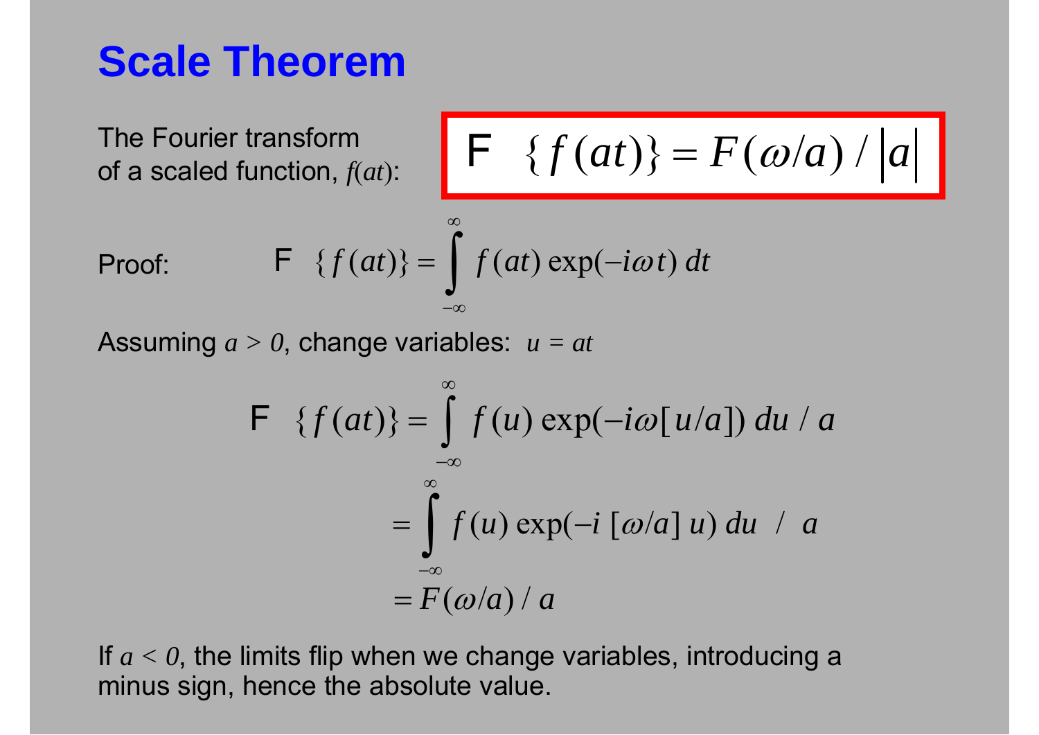# Scale Theorem

The Fourier transform of a scaled function, $f(at)$:

$$\mathcal{F}\ \{f(at)\} = F(\omega/a)\ /\ |a|$$

Proof:

$$\mathcal{F}\ \{f(at)\} = \int_{-\infty}^{\infty} f(at)\exp(-i\omega t)\,dt$$

Assuming $a > 0$, change variables: $u = at$

$$\mathcal{F}\ \{f(at)\} = \int_{-\infty}^{\infty} f(u)\exp(-i\omega[u/a])\,du\ /\ a$$

$$= \int_{-\infty}^{\infty} f(u)\exp(-i\,[\omega/a]\,u)\,du\ \ /\ \ a$$

$$= F(\omega/a)\ /\ a$$

If $a < 0$, the limits flip when we change variables, introducing a minus sign, hence the absolute value.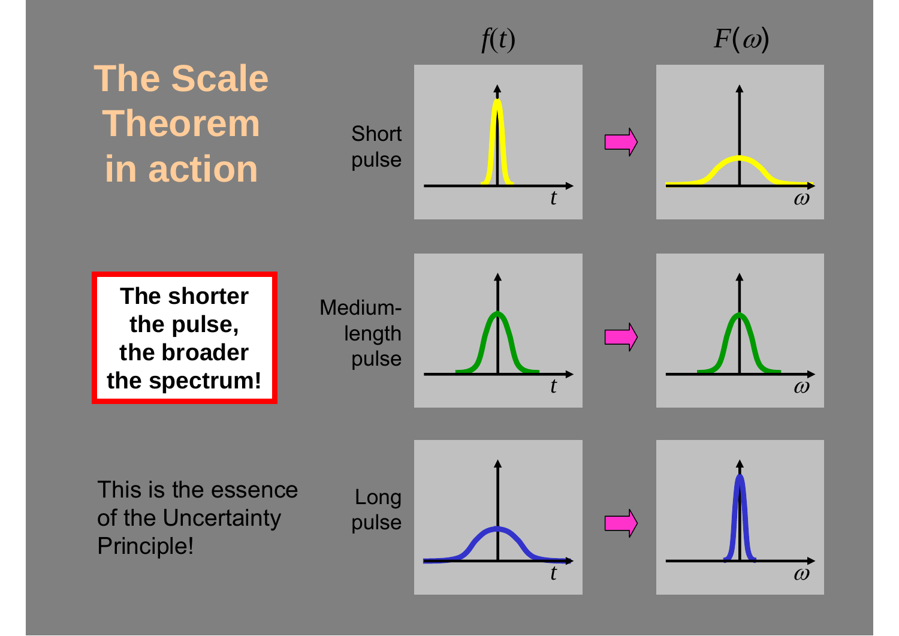# The Scale Theorem in action

$f(t)$ $F(\omega)$

Short pulse

Medium-length pulse

Long pulse

**The shorter the pulse, the broader the spectrum!**

This is the essence of the Uncertainty Principle!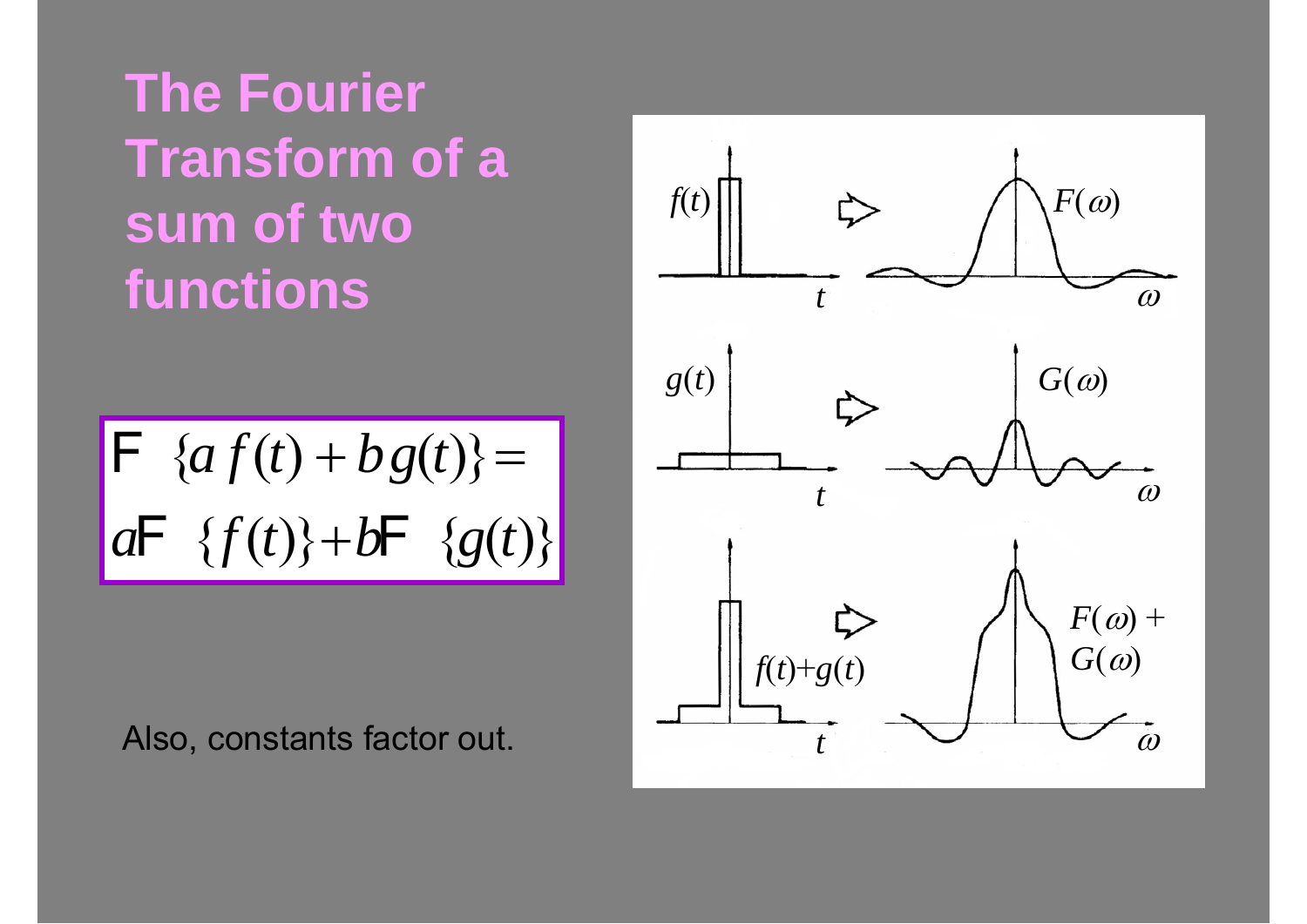# The Fourier Transform of a sum of two functions

$$\mathcal{F}\{a\,f(t) + b\,g(t)\} = a\mathcal{F}\{f(t)\} + b\mathcal{F}\{g(t)\}$$

Also, constants factor out.

$f(t)$ ⇨ $F(\omega)$

$g(t)$ ⇨ $G(\omega)$

$f(t)+g(t)$ ⇨ $F(\omega) + G(\omega)$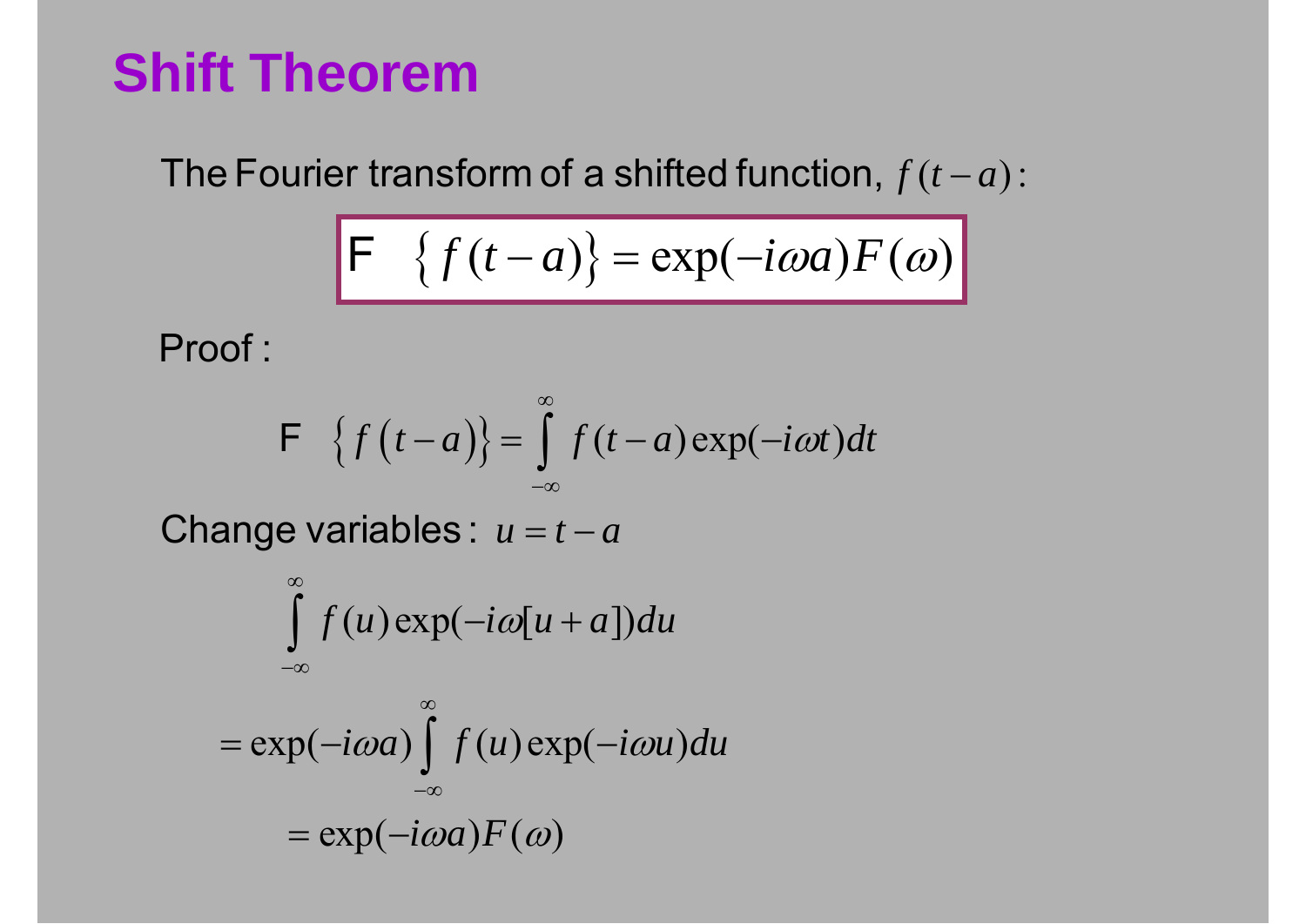# Shift Theorem

The Fourier transform of a shifted function, $f(t-a)$:

$$\mathcal{F}\left\{ f(t-a) \right\} = \exp(-i\omega a) F(\omega)$$

Proof :

$$\mathcal{F}\left\{ f\left(t-a\right) \right\} = \int_{-\infty}^{\infty} f(t-a) \exp(-i\omega t) dt$$

Change variables : $u = t - a$

$$\int_{-\infty}^{\infty} f(u) \exp(-i\omega[u+a]) du$$

$$= \exp(-i\omega a) \int_{-\infty}^{\infty} f(u) \exp(-i\omega u) du$$

$$= \exp(-i\omega a) F(\omega)$$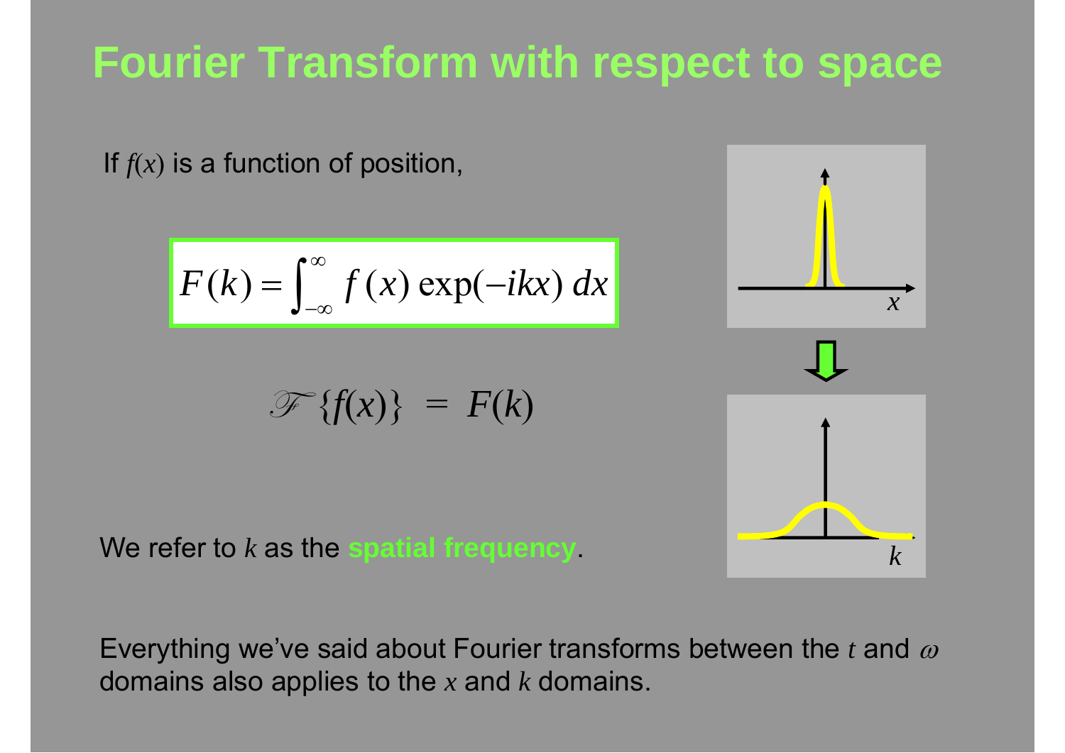# Fourier Transform with respect to space

If $f(x)$ is a function of position,

$$F(k) = \int_{-\infty}^{\infty} f(x) \exp(-ikx) \, dx$$

$$\mathscr{F}\{f(x)\} = F(k)$$

We refer to $k$ as the **spatial frequency**.

Everything we've said about Fourier transforms between the $t$ and $\omega$ domains also applies to the $x$ and $k$ domains.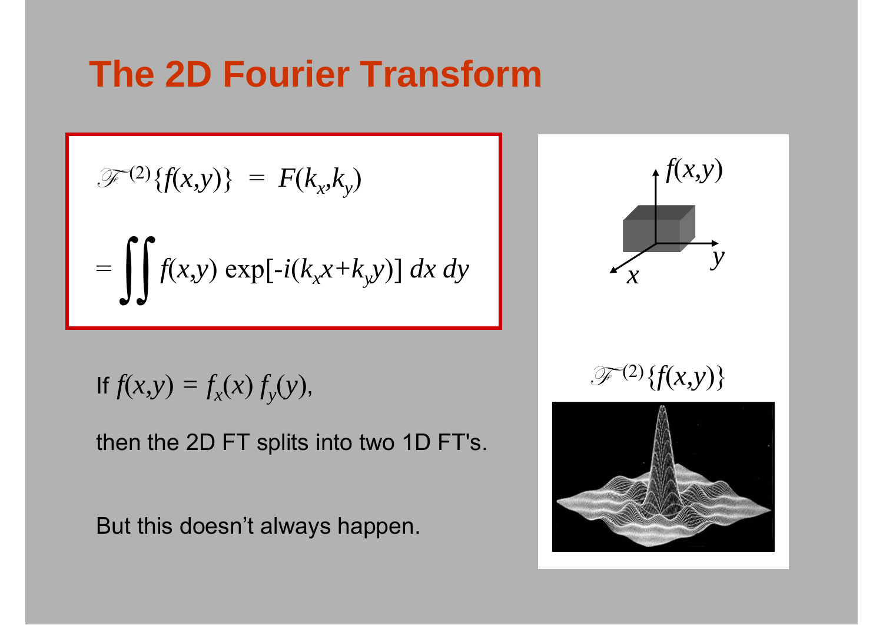# The 2D Fourier Transform

$$\mathcal{F}^{(2)}\{f(x,y)\} = F(k_x,k_y)$$

$$= \iint f(x,y)\, \exp[-i(k_x x + k_y y)]\, dx\, dy$$

If $f(x,y) = f_x(x)\, f_y(y)$,

then the 2D FT splits into two 1D FT's.

But this doesn't always happen.

$f(x,y)$

$y$

$x$

$\mathcal{F}^{(2)}\{f(x,y)\}$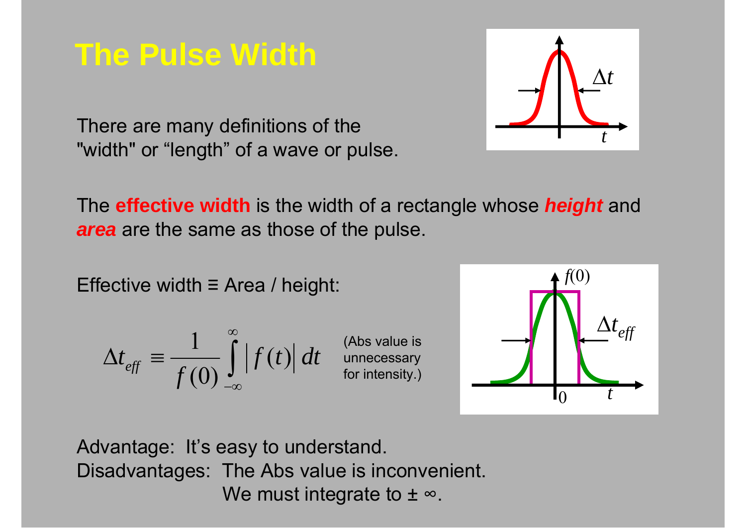# The Pulse Width

There are many definitions of the "width" or "length" of a wave or pulse.

The **effective width** is the width of a rectangle whose ***height*** and ***area*** are the same as those of the pulse.

Effective width ≡ Area / height:

$$\Delta t_{eff} \equiv \frac{1}{f(0)} \int_{-\infty}^{\infty} |f(t)| \, dt$$

(Abs value is unnecessary for intensity.)

Advantage: It's easy to understand.

Disadvantages: The Abs value is inconvenient.

We must integrate to ± ∞.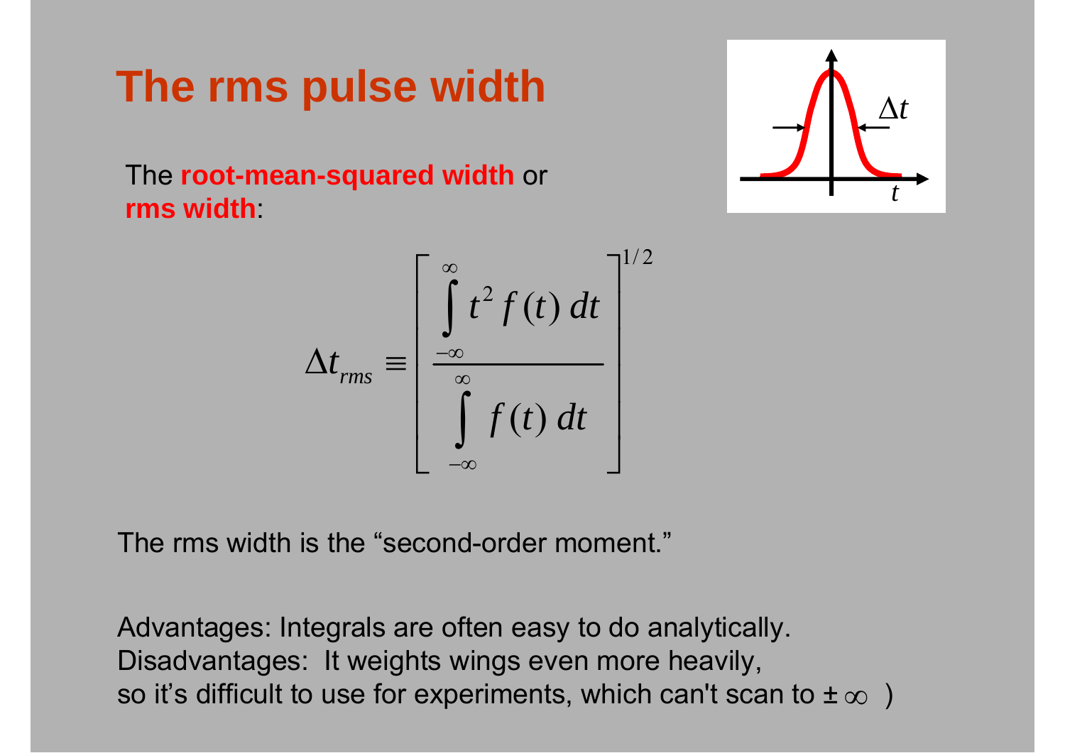# The rms pulse width

The **root-mean-squared width** or **rms width**:

$$\Delta t_{rms} \equiv \left[ \frac{\int_{-\infty}^{\infty} t^2 f(t)\, dt}{\int_{-\infty}^{\infty} f(t)\, dt} \right]^{1/2}$$

The rms width is the “second-order moment.”

Advantages: Integrals are often easy to do analytically.
Disadvantages: It weights wings even more heavily,
so it’s difficult to use for experiments, which can't scan to $\pm\infty$ )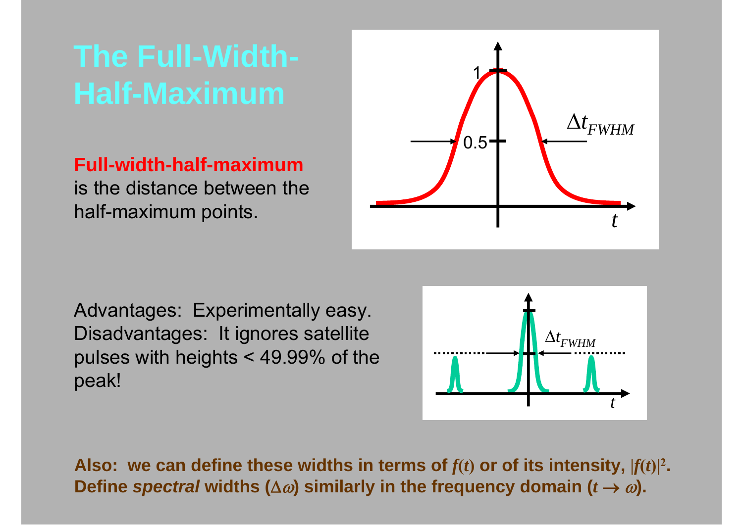# The Full-Width-Half-Maximum

**Full-width-half-maximum** is the distance between the half-maximum points.

Advantages: Experimentally easy.
Disadvantages: It ignores satellite pulses with heights < 49.99% of the peak!

**Also: we can define these widths in terms of $f(t)$ or of its intensity, $|f(t)|^2$.**
**Define *spectral* widths ($\Delta\omega$) similarly in the frequency domain ($t \rightarrow \omega$).**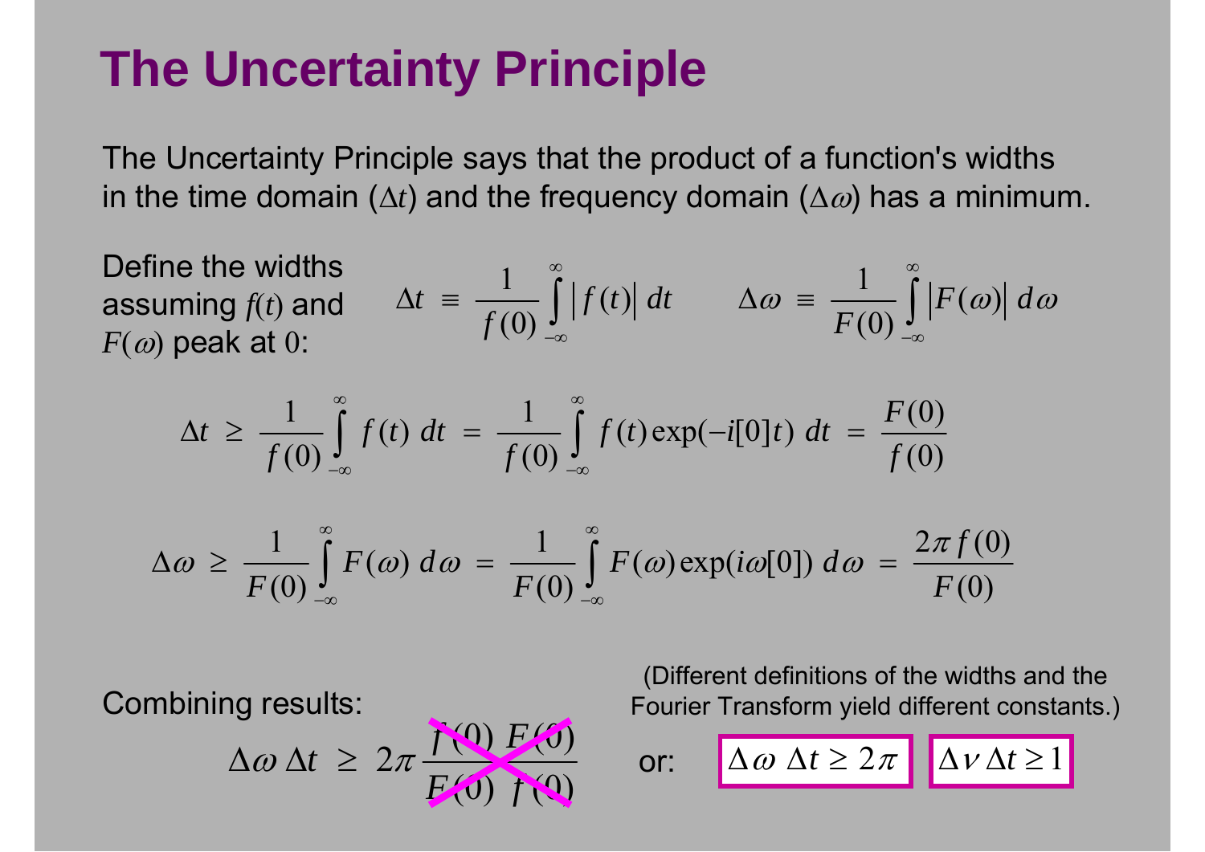# The Uncertainty Principle

The Uncertainty Principle says that the product of a function's widths in the time domain ($\Delta t$) and the frequency domain ($\Delta\omega$) has a minimum.

Define the widths assuming $f(t)$ and $F(\omega)$ peak at $0$:

$$\Delta t \equiv \frac{1}{f(0)} \int_{-\infty}^{\infty} \left| f(t) \right| dt \qquad \Delta\omega \equiv \frac{1}{F(0)} \int_{-\infty}^{\infty} \left| F(\omega) \right| d\omega$$

$$\Delta t \geq \frac{1}{f(0)} \int_{-\infty}^{\infty} f(t)\, dt = \frac{1}{f(0)} \int_{-\infty}^{\infty} f(t) \exp(-i[0]t)\, dt = \frac{F(0)}{f(0)}$$

$$\Delta\omega \geq \frac{1}{F(0)} \int_{-\infty}^{\infty} F(\omega)\, d\omega = \frac{1}{F(0)} \int_{-\infty}^{\infty} F(\omega) \exp(i\omega[0])\, d\omega = \frac{2\pi f(0)}{F(0)}$$

Combining results:

$$\Delta\omega\, \Delta t \geq 2\pi \frac{f(0)\, F(0)}{F(0)\, f(0)}$$

(Different definitions of the widths and the Fourier Transform yield different constants.)

or: $\boxed{\Delta\omega\, \Delta t \geq 2\pi}$ $\boxed{\Delta\nu\, \Delta t \geq 1}$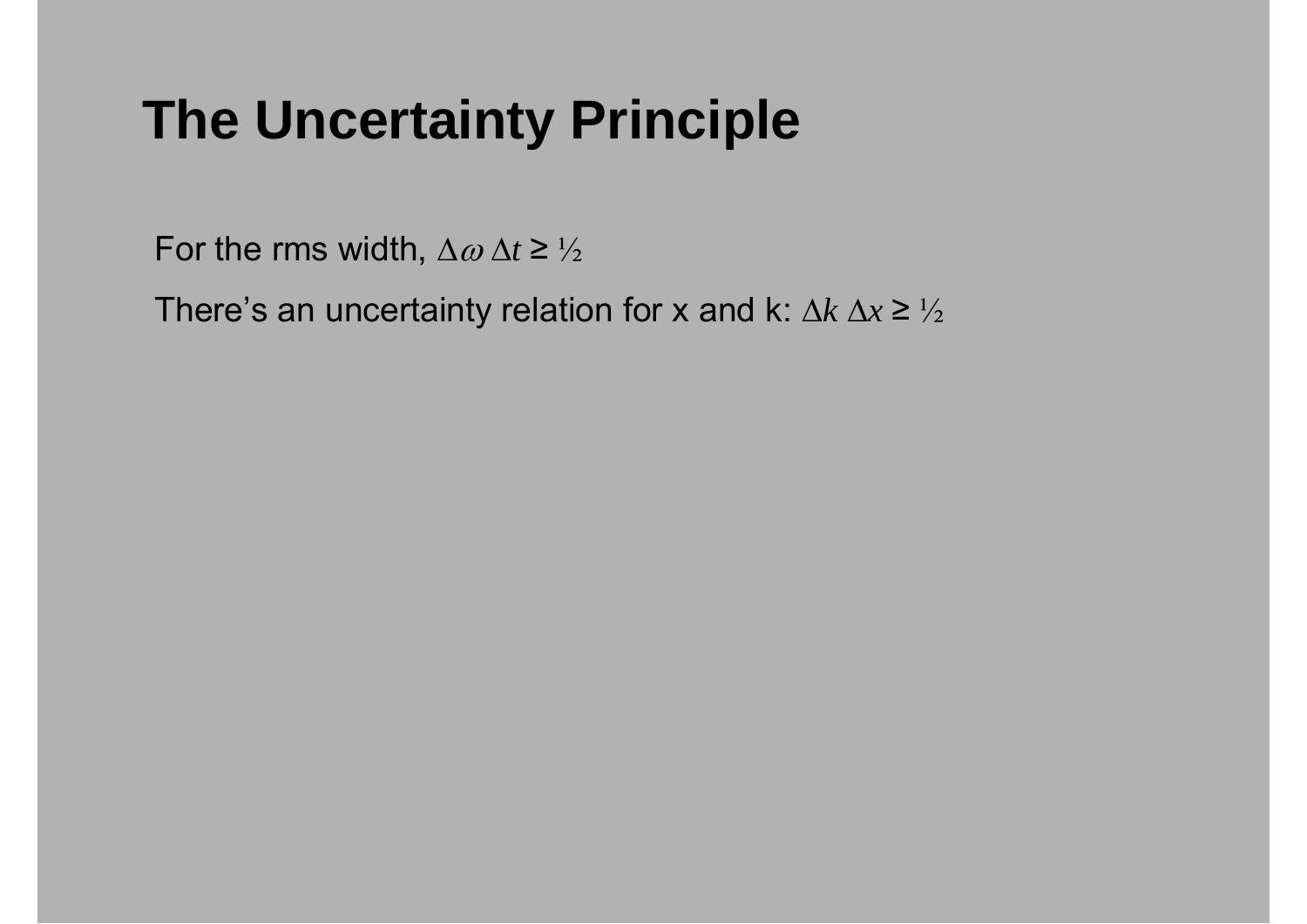# The Uncertainty Principle

For the rms width, $\Delta\omega \, \Delta t \geq \frac{1}{2}$

There's an uncertainty relation for x and k: $\Delta k \, \Delta x \geq \frac{1}{2}$